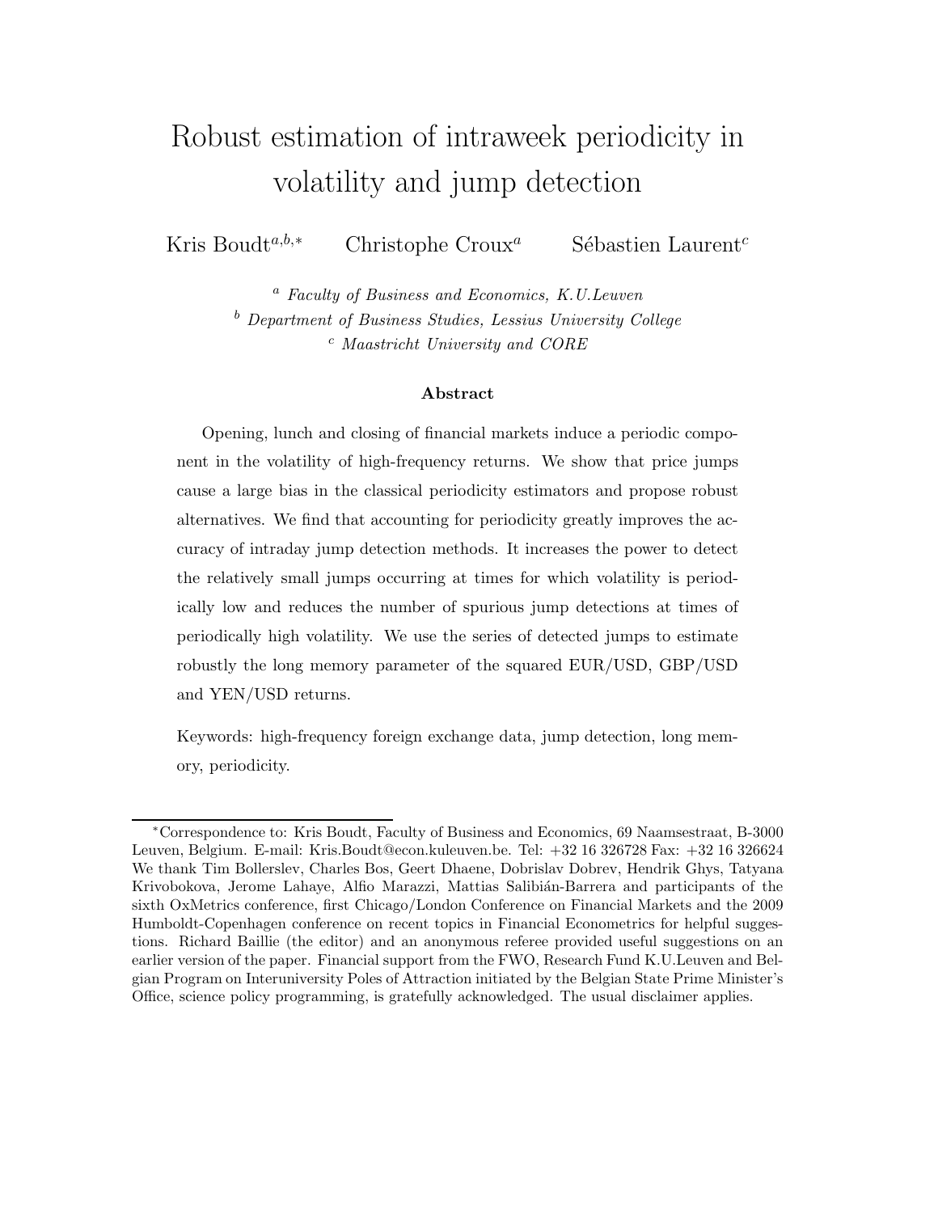# Robust estimation of intraweek periodicity in volatility and jump detection

Kris Boudt[a,b,*] Christophe Croux[a] Sébastien Laurent[c]

[a] *Faculty of Business and Economics, K.U.Leuven*
[b] *Department of Business Studies, Lessius University College*
[c] *Maastricht University and CORE*

**Abstract**

Opening, lunch and closing of financial markets induce a periodic component in the volatility of high-frequency returns. We show that price jumps cause a large bias in the classical periodicity estimators and propose robust alternatives. We find that accounting for periodicity greatly improves the accuracy of intraday jump detection methods. It increases the power to detect the relatively small jumps occurring at times for which volatility is periodically low and reduces the number of spurious jump detections at times of periodically high volatility. We use the series of detected jumps to estimate robustly the long memory parameter of the squared EUR/USD, GBP/USD and YEN/USD returns.

Keywords: high-frequency foreign exchange data, jump detection, long memory, periodicity.

---

*Correspondence to: Kris Boudt, Faculty of Business and Economics, 69 Naamsestraat, B-3000 Leuven, Belgium. E-mail: Kris.Boudt@econ.kuleuven.be. Tel: +32 16 326728 Fax: +32 16 326624 We thank Tim Bollerslev, Charles Bos, Geert Dhaene, Dobrislav Dobrev, Hendrik Ghys, Tatyana Krivobokova, Jerome Lahaye, Alfio Marazzi, Mattias Salibián-Barrera and participants of the sixth OxMetrics conference, first Chicago/London Conference on Financial Markets and the 2009 Humboldt-Copenhagen conference on recent topics in Financial Econometrics for helpful suggestions. Richard Baillie (the editor) and an anonymous referee provided useful suggestions on an earlier version of the paper. Financial support from the FWO, Research Fund K.U.Leuven and Belgian Program on Interuniversity Poles of Attraction initiated by the Belgian State Prime Minister's Office, science policy programming, is gratefully acknowledged. The usual disclaimer applies.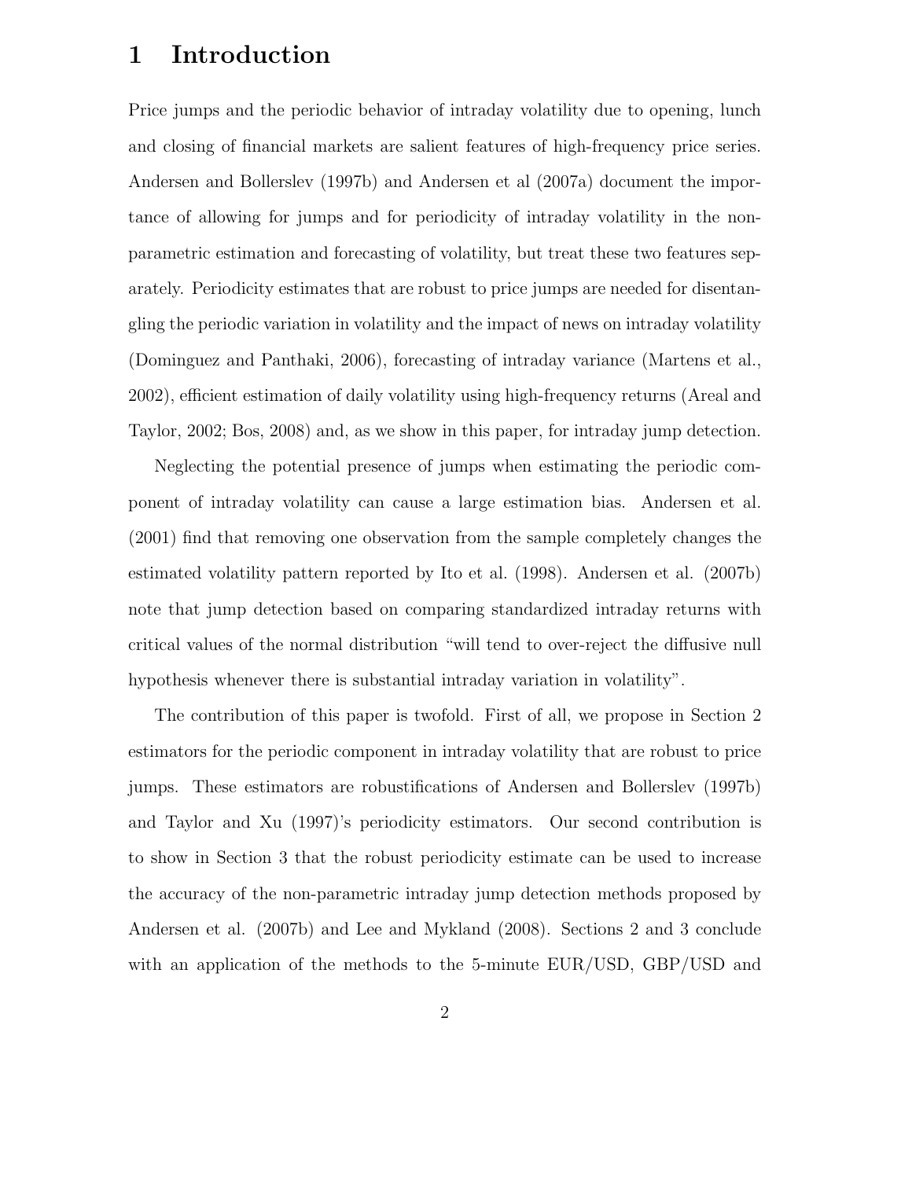# 1 Introduction

Price jumps and the periodic behavior of intraday volatility due to opening, lunch and closing of financial markets are salient features of high-frequency price series. Andersen and Bollerslev (1997b) and Andersen et al (2007a) document the importance of allowing for jumps and for periodicity of intraday volatility in the non-parametric estimation and forecasting of volatility, but treat these two features separately. Periodicity estimates that are robust to price jumps are needed for disentangling the periodic variation in volatility and the impact of news on intraday volatility (Dominguez and Panthaki, 2006), forecasting of intraday variance (Martens et al., 2002), efficient estimation of daily volatility using high-frequency returns (Areal and Taylor, 2002; Bos, 2008) and, as we show in this paper, for intraday jump detection.

Neglecting the potential presence of jumps when estimating the periodic component of intraday volatility can cause a large estimation bias. Andersen et al. (2001) find that removing one observation from the sample completely changes the estimated volatility pattern reported by Ito et al. (1998). Andersen et al. (2007b) note that jump detection based on comparing standardized intraday returns with critical values of the normal distribution "will tend to over-reject the diffusive null hypothesis whenever there is substantial intraday variation in volatility".

The contribution of this paper is twofold. First of all, we propose in Section 2 estimators for the periodic component in intraday volatility that are robust to price jumps. These estimators are robustifications of Andersen and Bollerslev (1997b) and Taylor and Xu (1997)'s periodicity estimators. Our second contribution is to show in Section 3 that the robust periodicity estimate can be used to increase the accuracy of the non-parametric intraday jump detection methods proposed by Andersen et al. (2007b) and Lee and Mykland (2008). Sections 2 and 3 conclude with an application of the methods to the 5-minute EUR/USD, GBP/USD and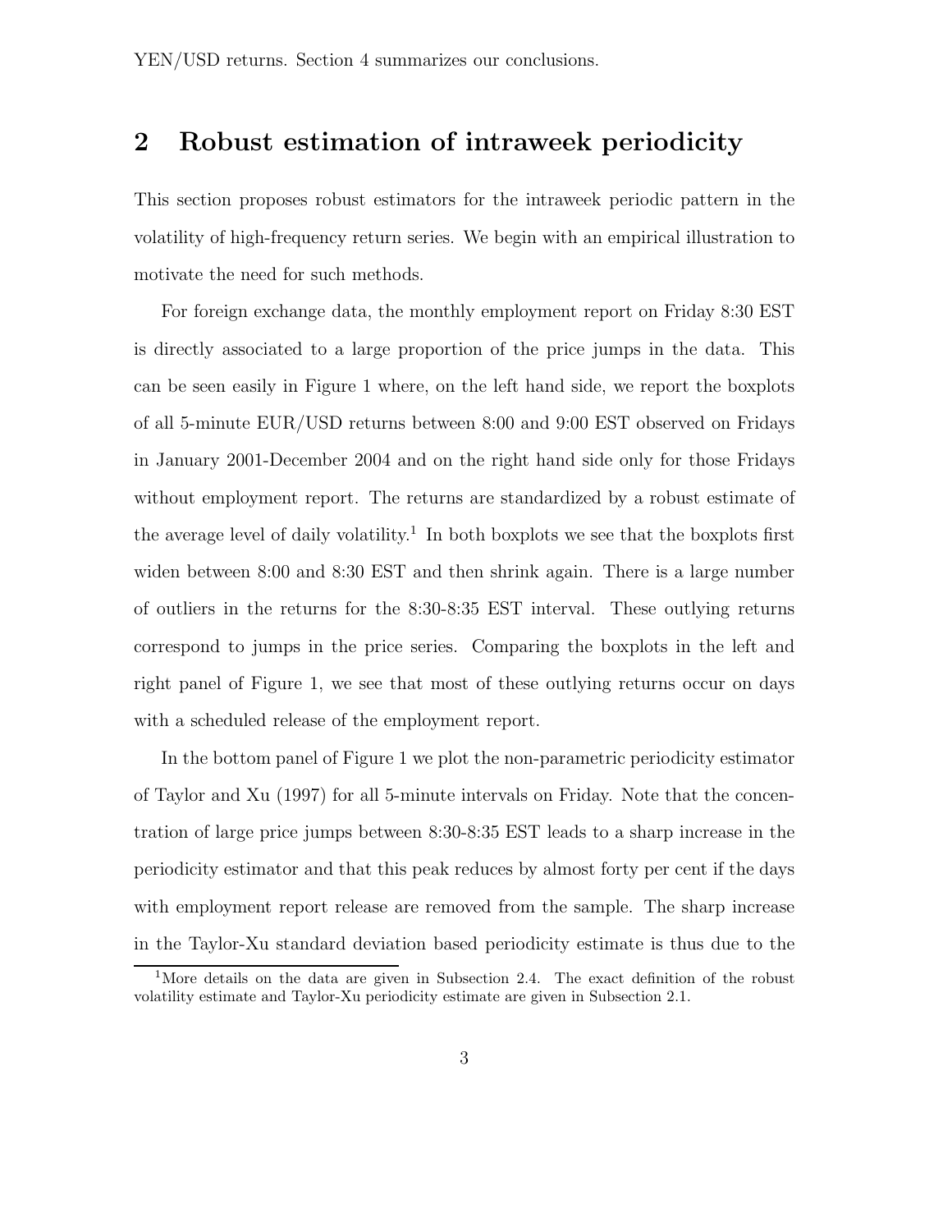YEN/USD returns. Section 4 summarizes our conclusions.

## 2 Robust estimation of intraweek periodicity

This section proposes robust estimators for the intraweek periodic pattern in the volatility of high-frequency return series. We begin with an empirical illustration to motivate the need for such methods.

For foreign exchange data, the monthly employment report on Friday 8:30 EST is directly associated to a large proportion of the price jumps in the data. This can be seen easily in Figure 1 where, on the left hand side, we report the boxplots of all 5-minute EUR/USD returns between 8:00 and 9:00 EST observed on Fridays in January 2001-December 2004 and on the right hand side only for those Fridays without employment report. The returns are standardized by a robust estimate of the average level of daily volatility.[1] In both boxplots we see that the boxplots first widen between 8:00 and 8:30 EST and then shrink again. There is a large number of outliers in the returns for the 8:30-8:35 EST interval. These outlying returns correspond to jumps in the price series. Comparing the boxplots in the left and right panel of Figure 1, we see that most of these outlying returns occur on days with a scheduled release of the employment report.

In the bottom panel of Figure 1 we plot the non-parametric periodicity estimator of Taylor and Xu (1997) for all 5-minute intervals on Friday. Note that the concentration of large price jumps between 8:30-8:35 EST leads to a sharp increase in the periodicity estimator and that this peak reduces by almost forty per cent if the days with employment report release are removed from the sample. The sharp increase in the Taylor-Xu standard deviation based periodicity estimate is thus due to the

[1] More details on the data are given in Subsection 2.4. The exact definition of the robust volatility estimate and Taylor-Xu periodicity estimate are given in Subsection 2.1.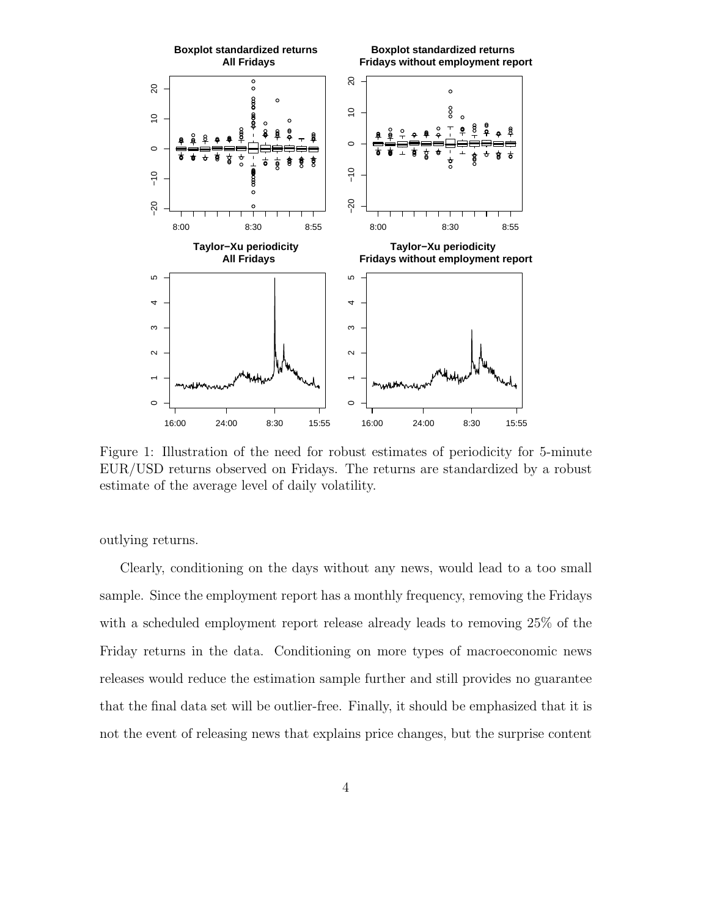Figure 1: Illustration of the need for robust estimates of periodicity for 5-minute EUR/USD returns observed on Fridays. The returns are standardized by a robust estimate of the average level of daily volatility.

outlying returns.

Clearly, conditioning on the days without any news, would lead to a too small sample. Since the employment report has a monthly frequency, removing the Fridays with a scheduled employment report release already leads to removing 25% of the Friday returns in the data. Conditioning on more types of macroeconomic news releases would reduce the estimation sample further and still provides no guarantee that the final data set will be outlier-free. Finally, it should be emphasized that it is not the event of releasing news that explains price changes, but the surprise content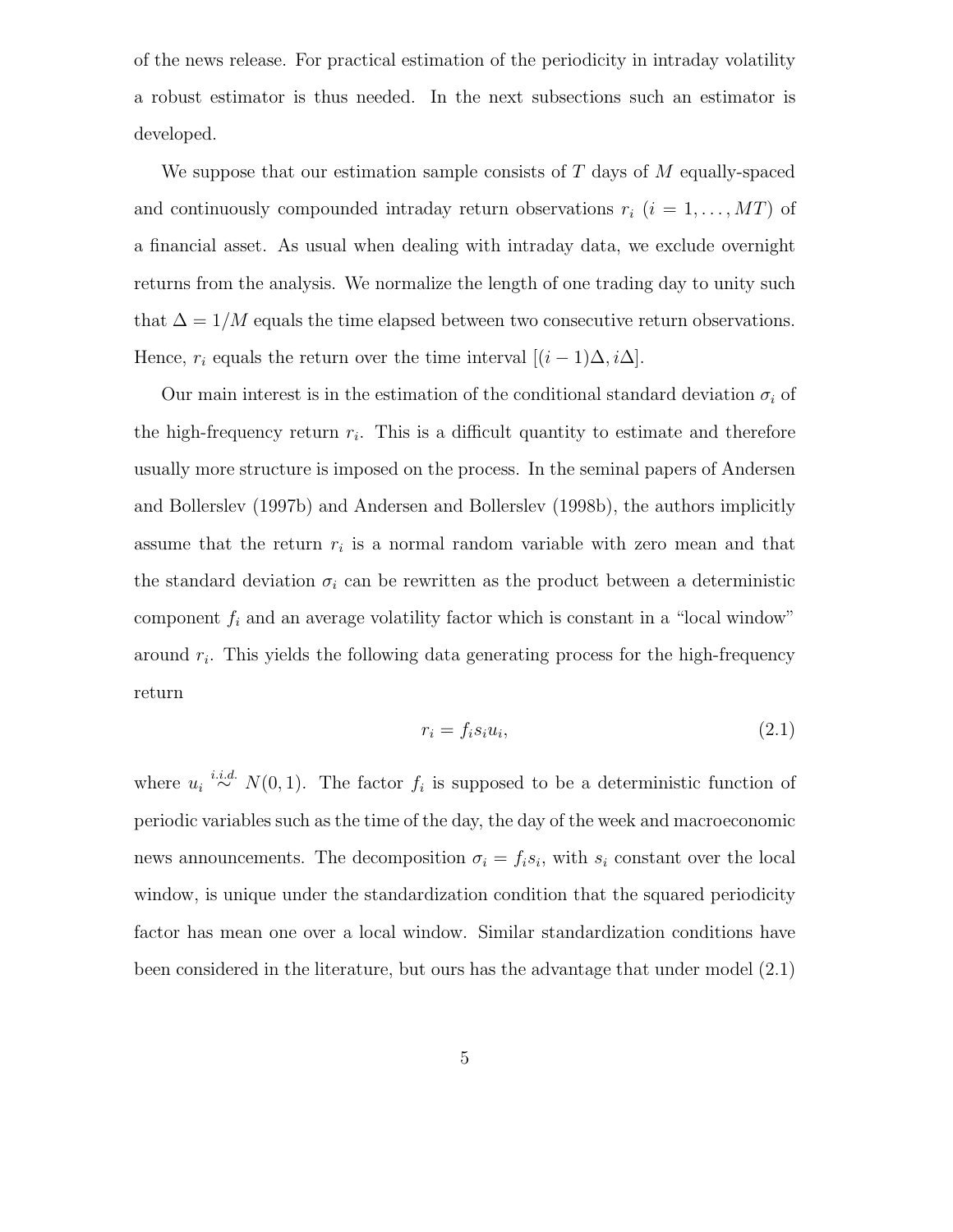of the news release. For practical estimation of the periodicity in intraday volatility a robust estimator is thus needed. In the next subsections such an estimator is developed.

We suppose that our estimation sample consists of $T$ days of $M$ equally-spaced and continuously compounded intraday return observations $r_i$ ($i = 1, \ldots, MT$) of a financial asset. As usual when dealing with intraday data, we exclude overnight returns from the analysis. We normalize the length of one trading day to unity such that $\Delta = 1/M$ equals the time elapsed between two consecutive return observations. Hence, $r_i$ equals the return over the time interval $[(i-1)\Delta, i\Delta]$.

Our main interest is in the estimation of the conditional standard deviation $\sigma_i$ of the high-frequency return $r_i$. This is a difficult quantity to estimate and therefore usually more structure is imposed on the process. In the seminal papers of Andersen and Bollerslev (1997b) and Andersen and Bollerslev (1998b), the authors implicitly assume that the return $r_i$ is a normal random variable with zero mean and that the standard deviation $\sigma_i$ can be rewritten as the product between a deterministic component $f_i$ and an average volatility factor which is constant in a "local window" around $r_i$. This yields the following data generating process for the high-frequency return

$$r_i = f_i s_i u_i, \tag{2.1}$$

where $u_i \overset{i.i.d.}{\sim} N(0, 1)$. The factor $f_i$ is supposed to be a deterministic function of periodic variables such as the time of the day, the day of the week and macroeconomic news announcements. The decomposition $\sigma_i = f_i s_i$, with $s_i$ constant over the local window, is unique under the standardization condition that the squared periodicity factor has mean one over a local window. Similar standardization conditions have been considered in the literature, but ours has the advantage that under model (2.1)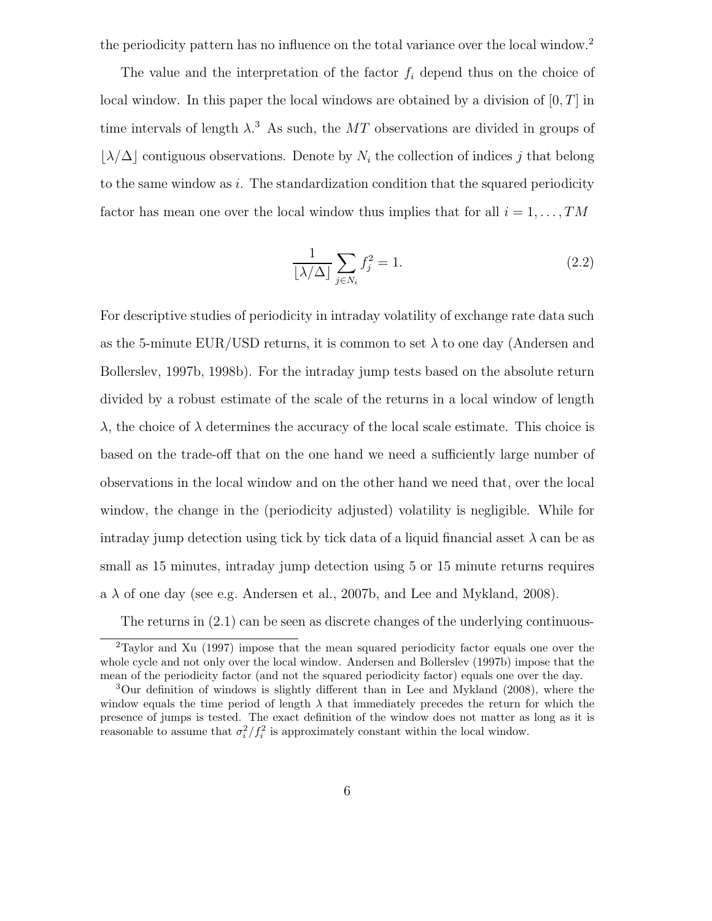the periodicity pattern has no influence on the total variance over the local window.[2]

The value and the interpretation of the factor $f_i$ depend thus on the choice of local window. In this paper the local windows are obtained by a division of $[0, T]$ in time intervals of length $\lambda$.[3] As such, the $MT$ observations are divided in groups of $\lfloor \lambda/\Delta \rfloor$ contiguous observations. Denote by $N_i$ the collection of indices $j$ that belong to the same window as $i$. The standardization condition that the squared periodicity factor has mean one over the local window thus implies that for all $i = 1, \ldots, TM$

$$\frac{1}{\lfloor \lambda/\Delta \rfloor} \sum_{j \in N_i} f_j^2 = 1. \tag{2.2}$$

For descriptive studies of periodicity in intraday volatility of exchange rate data such as the 5-minute EUR/USD returns, it is common to set $\lambda$ to one day (Andersen and Bollerslev, 1997b, 1998b). For the intraday jump tests based on the absolute return divided by a robust estimate of the scale of the returns in a local window of length $\lambda$, the choice of $\lambda$ determines the accuracy of the local scale estimate. This choice is based on the trade-off that on the one hand we need a sufficiently large number of observations in the local window and on the other hand we need that, over the local window, the change in the (periodicity adjusted) volatility is negligible. While for intraday jump detection using tick by tick data of a liquid financial asset $\lambda$ can be as small as 15 minutes, intraday jump detection using 5 or 15 minute returns requires a $\lambda$ of one day (see e.g. Andersen et al., 2007b, and Lee and Mykland, 2008).

The returns in (2.1) can be seen as discrete changes of the underlying continuous-

[2] Taylor and Xu (1997) impose that the mean squared periodicity factor equals one over the whole cycle and not only over the local window. Andersen and Bollerslev (1997b) impose that the mean of the periodicity factor (and not the squared periodicity factor) equals one over the day.

[3] Our definition of windows is slightly different than in Lee and Mykland (2008), where the window equals the time period of length $\lambda$ that immediately precedes the return for which the presence of jumps is tested. The exact definition of the window does not matter as long as it is reasonable to assume that $\sigma_i^2/f_i^2$ is approximately constant within the local window.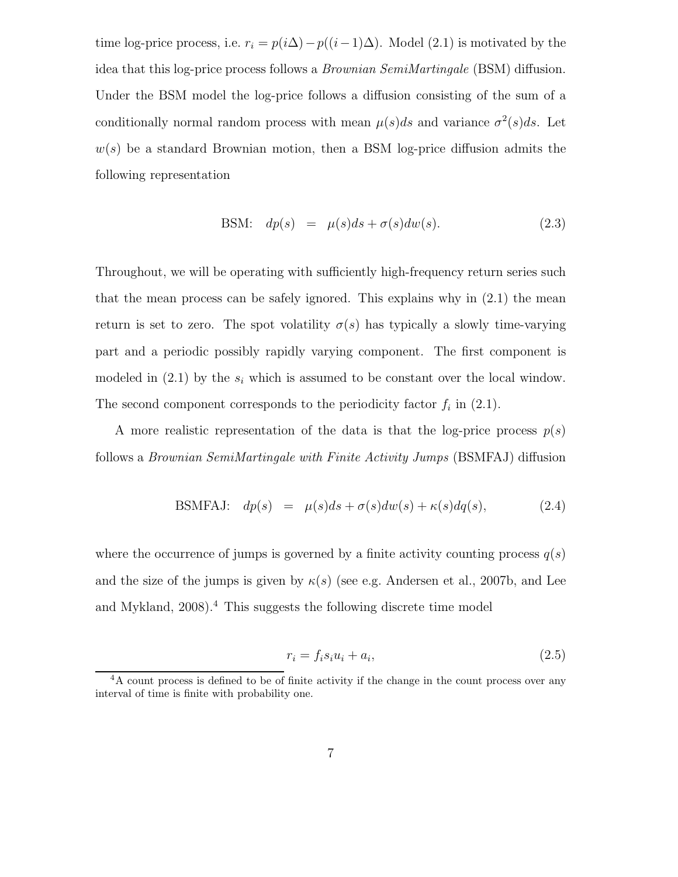time log-price process, i.e. $r_i = p(i\Delta) - p((i-1)\Delta)$. Model (2.1) is motivated by the idea that this log-price process follows a *Brownian SemiMartingale* (BSM) diffusion. Under the BSM model the log-price follows a diffusion consisting of the sum of a conditionally normal random process with mean $\mu(s)ds$ and variance $\sigma^2(s)ds$. Let $w(s)$ be a standard Brownian motion, then a BSM log-price diffusion admits the following representation

$$\text{BSM:} \quad dp(s) \;=\; \mu(s)ds + \sigma(s)dw(s). \tag{2.3}$$

Throughout, we will be operating with sufficiently high-frequency return series such that the mean process can be safely ignored. This explains why in (2.1) the mean return is set to zero. The spot volatility $\sigma(s)$ has typically a slowly time-varying part and a periodic possibly rapidly varying component. The first component is modeled in (2.1) by the $s_i$ which is assumed to be constant over the local window. The second component corresponds to the periodicity factor $f_i$ in (2.1).

A more realistic representation of the data is that the log-price process $p(s)$ follows a *Brownian SemiMartingale with Finite Activity Jumps* (BSMFAJ) diffusion

$$\text{BSMFAJ:} \quad dp(s) \;=\; \mu(s)ds + \sigma(s)dw(s) + \kappa(s)dq(s), \tag{2.4}$$

where the occurrence of jumps is governed by a finite activity counting process $q(s)$ and the size of the jumps is given by $\kappa(s)$ (see e.g. Andersen et al., 2007b, and Lee and Mykland, 2008).[4] This suggests the following discrete time model

$$r_i = f_i s_i u_i + a_i, \tag{2.5}$$

[4] A count process is defined to be of finite activity if the change in the count process over any interval of time is finite with probability one.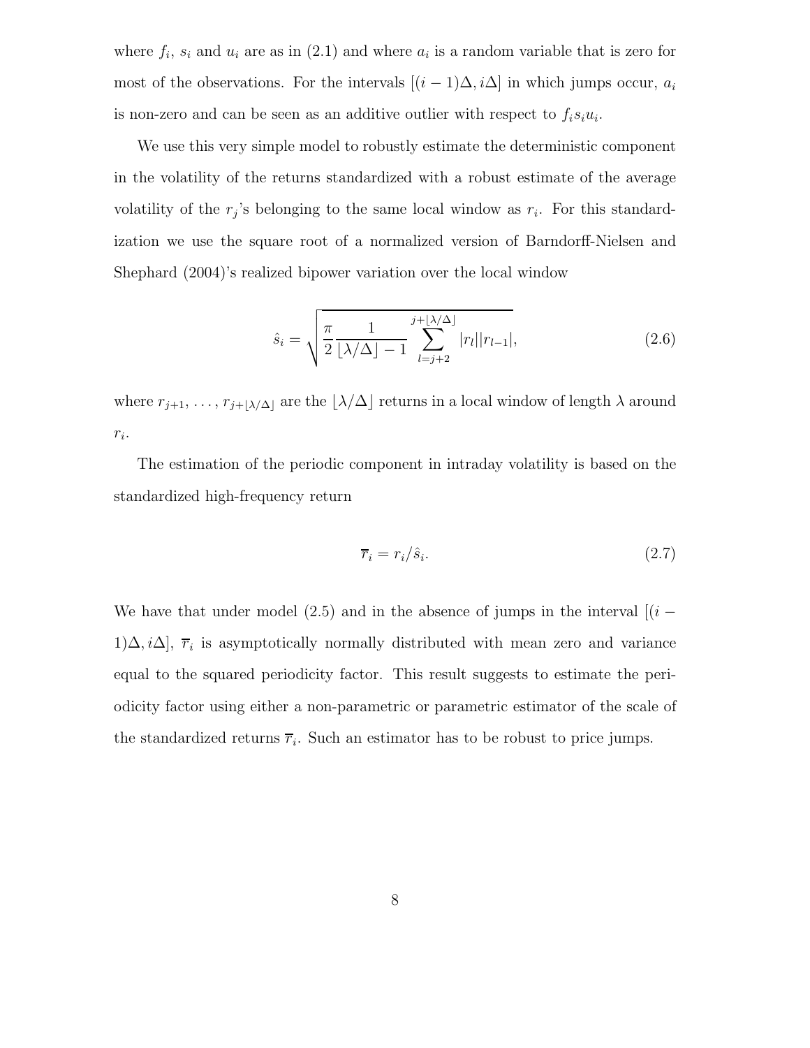where $f_i$, $s_i$ and $u_i$ are as in (2.1) and where $a_i$ is a random variable that is zero for most of the observations. For the intervals $[(i-1)\Delta, i\Delta]$ in which jumps occur, $a_i$ is non-zero and can be seen as an additive outlier with respect to $f_i s_i u_i$.

We use this very simple model to robustly estimate the deterministic component in the volatility of the returns standardized with a robust estimate of the average volatility of the $r_j$'s belonging to the same local window as $r_i$. For this standardization we use the square root of a normalized version of Barndorff-Nielsen and Shephard (2004)'s realized bipower variation over the local window

$$\hat{s}_i = \sqrt{\frac{\pi}{2} \frac{1}{\lfloor \lambda/\Delta \rfloor - 1} \sum_{l=j+2}^{j+\lfloor \lambda/\Delta \rfloor} |r_l||r_{l-1}|}, \tag{2.6}$$

where $r_{j+1}, \ldots, r_{j+\lfloor \lambda/\Delta \rfloor}$ are the $\lfloor \lambda/\Delta \rfloor$ returns in a local window of length $\lambda$ around $r_i$.

The estimation of the periodic component in intraday volatility is based on the standardized high-frequency return

$$\overline{r}_i = r_i / \hat{s}_i. \tag{2.7}$$

We have that under model (2.5) and in the absence of jumps in the interval $[(i-1)\Delta, i\Delta]$, $\overline{r}_i$ is asymptotically normally distributed with mean zero and variance equal to the squared periodicity factor. This result suggests to estimate the periodicity factor using either a non-parametric or parametric estimator of the scale of the standardized returns $\overline{r}_i$. Such an estimator has to be robust to price jumps.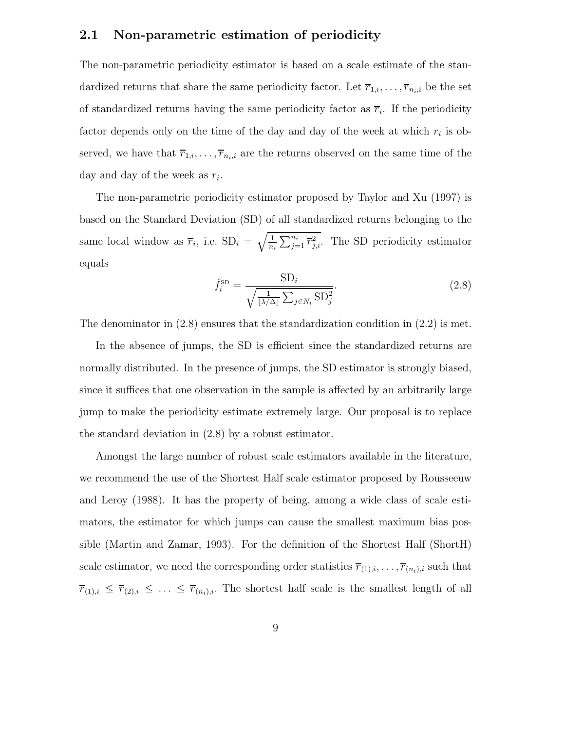## 2.1 Non-parametric estimation of periodicity

The non-parametric periodicity estimator is based on a scale estimate of the standardized returns that share the same periodicity factor. Let $\overline{r}_{1,i}, \ldots, \overline{r}_{n_i,i}$ be the set of standardized returns having the same periodicity factor as $\overline{r}_i$. If the periodicity factor depends only on the time of the day and day of the week at which $r_i$ is observed, we have that $\overline{r}_{1,i}, \ldots, \overline{r}_{n_i,i}$ are the returns observed on the same time of the day and day of the week as $r_i$.

The non-parametric periodicity estimator proposed by Taylor and Xu (1997) is based on the Standard Deviation (SD) of all standardized returns belonging to the same local window as $\overline{r}_i$, i.e. $\text{SD}_i = \sqrt{\frac{1}{n_i}\sum_{j=1}^{n_i} \overline{r}_{j,i}^2}$. The SD periodicity estimator equals

$$\hat{f}_i^{\text{SD}} = \frac{\text{SD}_i}{\sqrt{\frac{1}{\lfloor \lambda/\Delta \rfloor}\sum_{j \in N_i} \text{SD}_j^2}}. \tag{2.8}$$

The denominator in (2.8) ensures that the standardization condition in (2.2) is met.

In the absence of jumps, the SD is efficient since the standardized returns are normally distributed. In the presence of jumps, the SD estimator is strongly biased, since it suffices that one observation in the sample is affected by an arbitrarily large jump to make the periodicity estimate extremely large. Our proposal is to replace the standard deviation in (2.8) by a robust estimator.

Amongst the large number of robust scale estimators available in the literature, we recommend the use of the Shortest Half scale estimator proposed by Rousseeuw and Leroy (1988). It has the property of being, among a wide class of scale estimators, the estimator for which jumps can cause the smallest maximum bias possible (Martin and Zamar, 1993). For the definition of the Shortest Half (ShortH) scale estimator, we need the corresponding order statistics $\overline{r}_{(1),i}, \ldots, \overline{r}_{(n_i),i}$ such that $\overline{r}_{(1),i} \leq \overline{r}_{(2),i} \leq \ldots \leq \overline{r}_{(n_i),i}$. The shortest half scale is the smallest length of all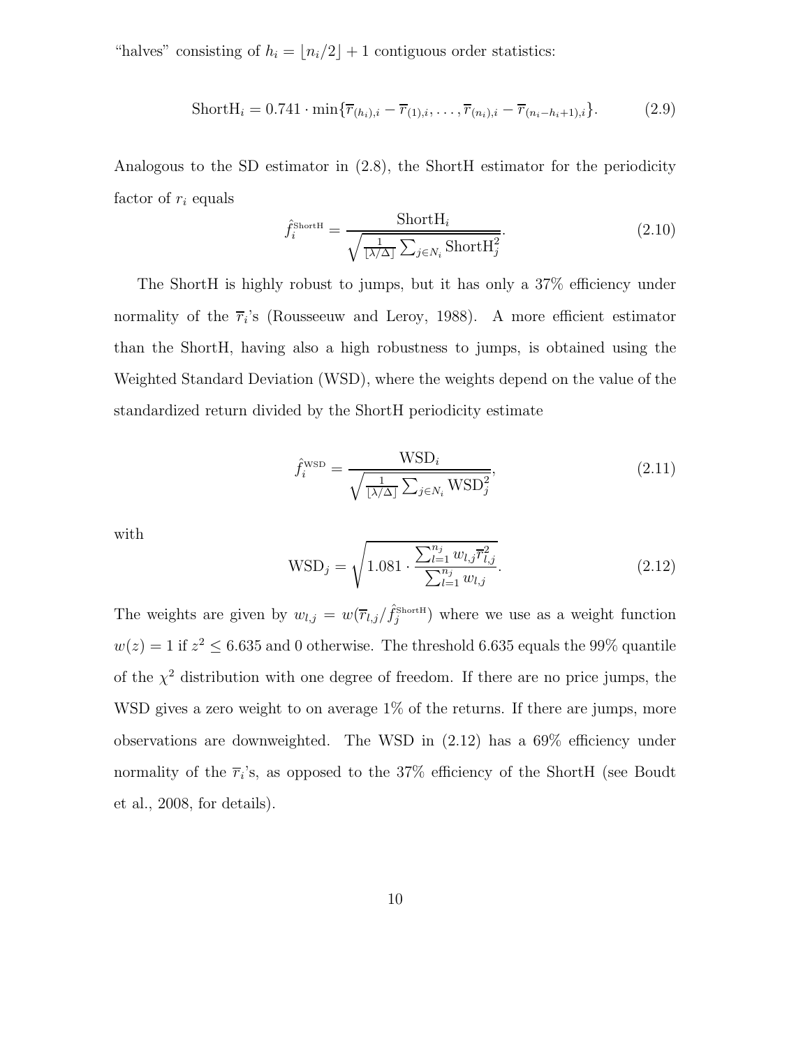"halves" consisting of $h_i = \lfloor n_i/2 \rfloor + 1$ contiguous order statistics:

$$\text{ShortH}_i = 0.741 \cdot \min\{\overline{r}_{(h_i),i} - \overline{r}_{(1),i}, \ldots, \overline{r}_{(n_i),i} - \overline{r}_{(n_i-h_i+1),i}\}. \tag{2.9}$$

Analogous to the SD estimator in (2.8), the ShortH estimator for the periodicity factor of $r_i$ equals

$$\hat{f}_i^{\text{ShortH}} = \frac{\text{ShortH}_i}{\sqrt{\frac{1}{\lfloor \lambda/\Delta \rfloor} \sum_{j \in N_i} \text{ShortH}_j^2}}. \tag{2.10}$$

The ShortH is highly robust to jumps, but it has only a 37% efficiency under normality of the $\overline{r}_i$'s (Rousseeuw and Leroy, 1988). A more efficient estimator than the ShortH, having also a high robustness to jumps, is obtained using the Weighted Standard Deviation (WSD), where the weights depend on the value of the standardized return divided by the ShortH periodicity estimate

$$\hat{f}_i^{\text{WSD}} = \frac{\text{WSD}_i}{\sqrt{\frac{1}{\lfloor \lambda/\Delta \rfloor} \sum_{j \in N_i} \text{WSD}_j^2}}, \tag{2.11}$$

with

$$\text{WSD}_j = \sqrt{1.081 \cdot \frac{\sum_{l=1}^{n_j} w_{l,j} \overline{r}_{l,j}^2}{\sum_{l=1}^{n_j} w_{l,j}}}. \tag{2.12}$$

The weights are given by $w_{l,j} = w(\overline{r}_{l,j}/\hat{f}_j^{\text{ShortH}})$ where we use as a weight function $w(z) = 1$ if $z^2 \leq 6.635$ and 0 otherwise. The threshold 6.635 equals the 99% quantile of the $\chi^2$ distribution with one degree of freedom. If there are no price jumps, the WSD gives a zero weight to on average 1% of the returns. If there are jumps, more observations are downweighted. The WSD in (2.12) has a 69% efficiency under normality of the $\overline{r}_i$'s, as opposed to the 37% efficiency of the ShortH (see Boudt et al., 2008, for details).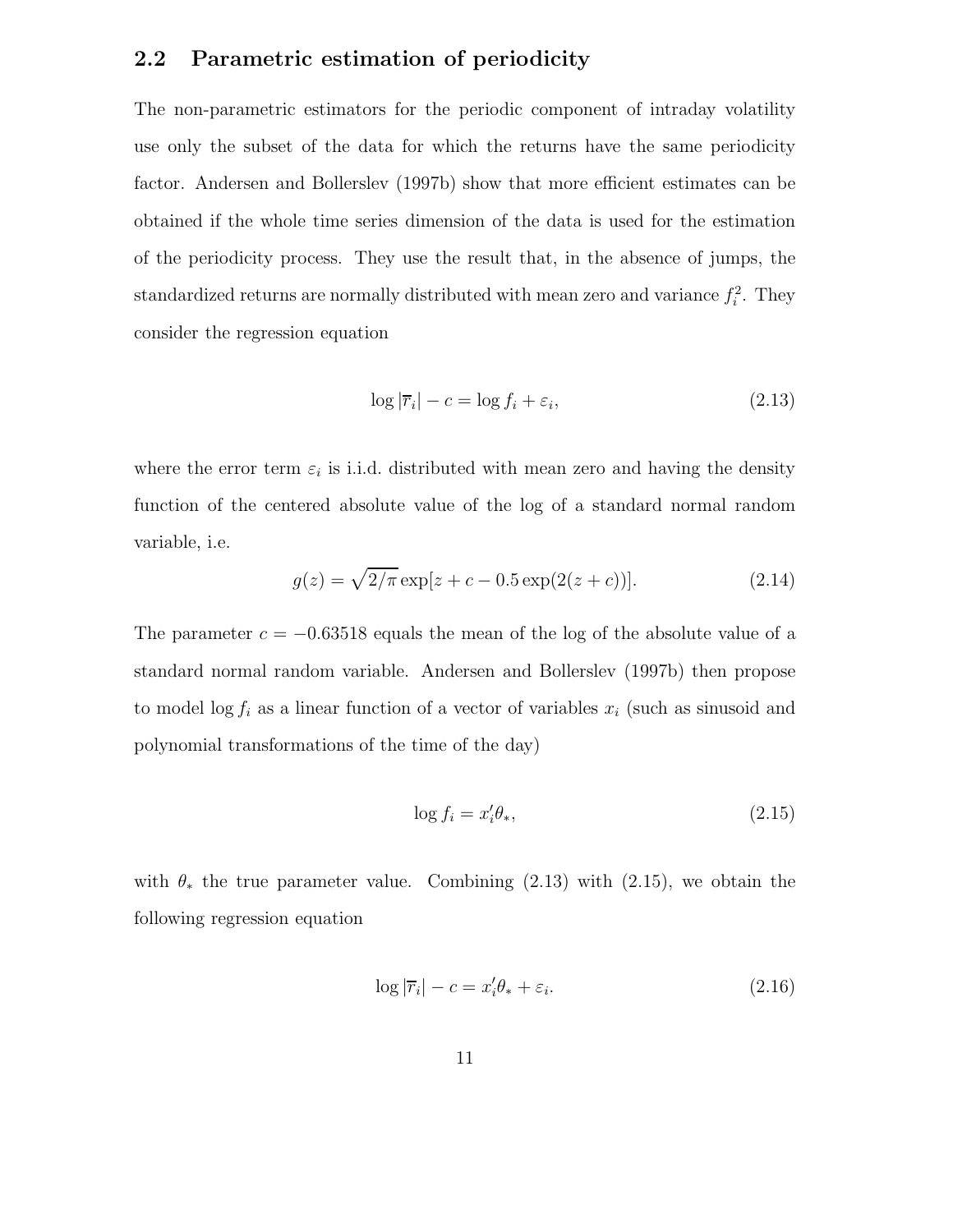## 2.2 Parametric estimation of periodicity

The non-parametric estimators for the periodic component of intraday volatility use only the subset of the data for which the returns have the same periodicity factor. Andersen and Bollerslev (1997b) show that more efficient estimates can be obtained if the whole time series dimension of the data is used for the estimation of the periodicity process. They use the result that, in the absence of jumps, the standardized returns are normally distributed with mean zero and variance $f_i^2$. They consider the regression equation

$$\log |\overline{r}_i| - c = \log f_i + \varepsilon_i, \tag{2.13}$$

where the error term $\varepsilon_i$ is i.i.d. distributed with mean zero and having the density function of the centered absolute value of the log of a standard normal random variable, i.e.

$$g(z) = \sqrt{2/\pi} \exp[z + c - 0.5 \exp(2(z + c))]. \tag{2.14}$$

The parameter $c = -0.63518$ equals the mean of the log of the absolute value of a standard normal random variable. Andersen and Bollerslev (1997b) then propose to model $\log f_i$ as a linear function of a vector of variables $x_i$ (such as sinusoid and polynomial transformations of the time of the day)

$$\log f_i = x_i' \theta_*, \tag{2.15}$$

with $\theta_*$ the true parameter value. Combining (2.13) with (2.15), we obtain the following regression equation

$$\log |\overline{r}_i| - c = x_i' \theta_* + \varepsilon_i. \tag{2.16}$$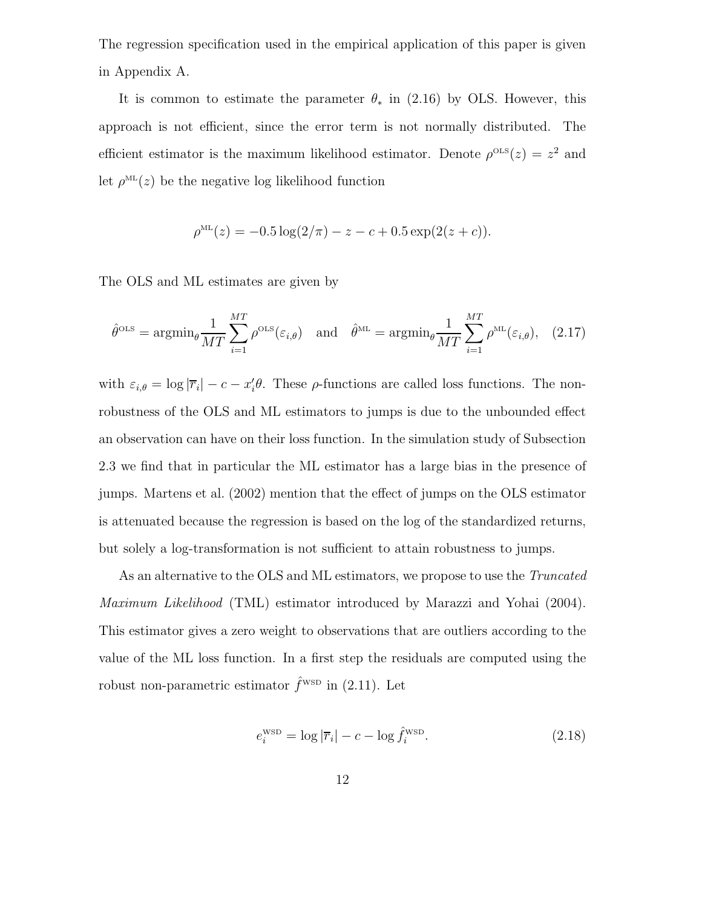The regression specification used in the empirical application of this paper is given in Appendix A.

It is common to estimate the parameter $\theta_*$ in (2.16) by OLS. However, this approach is not efficient, since the error term is not normally distributed. The efficient estimator is the maximum likelihood estimator. Denote $\rho^{\text{OLS}}(z) = z^2$ and let $\rho^{\text{ML}}(z)$ be the negative log likelihood function

$$\rho^{\text{ML}}(z) = -0.5 \log(2/\pi) - z - c + 0.5 \exp(2(z + c)).$$

The OLS and ML estimates are given by

$$\hat{\theta}^{\text{OLS}} = \text{argmin}_\theta \frac{1}{MT} \sum_{i=1}^{MT} \rho^{\text{OLS}}(\varepsilon_{i,\theta}) \quad \text{and} \quad \hat{\theta}^{\text{ML}} = \text{argmin}_\theta \frac{1}{MT} \sum_{i=1}^{MT} \rho^{\text{ML}}(\varepsilon_{i,\theta}), \quad (2.17)$$

with $\varepsilon_{i,\theta} = \log |\overline{r}_i| - c - x_i'\theta$. These $\rho$-functions are called loss functions. The non-robustness of the OLS and ML estimators to jumps is due to the unbounded effect an observation can have on their loss function. In the simulation study of Subsection 2.3 we find that in particular the ML estimator has a large bias in the presence of jumps. Martens et al. (2002) mention that the effect of jumps on the OLS estimator is attenuated because the regression is based on the log of the standardized returns, but solely a log-transformation is not sufficient to attain robustness to jumps.

As an alternative to the OLS and ML estimators, we propose to use the *Truncated Maximum Likelihood* (TML) estimator introduced by Marazzi and Yohai (2004). This estimator gives a zero weight to observations that are outliers according to the value of the ML loss function. In a first step the residuals are computed using the robust non-parametric estimator $\hat{f}^{\text{WSD}}$ in (2.11). Let

$$e_i^{\text{WSD}} = \log |\overline{r}_i| - c - \log \hat{f}_i^{\text{WSD}}. \quad (2.18)$$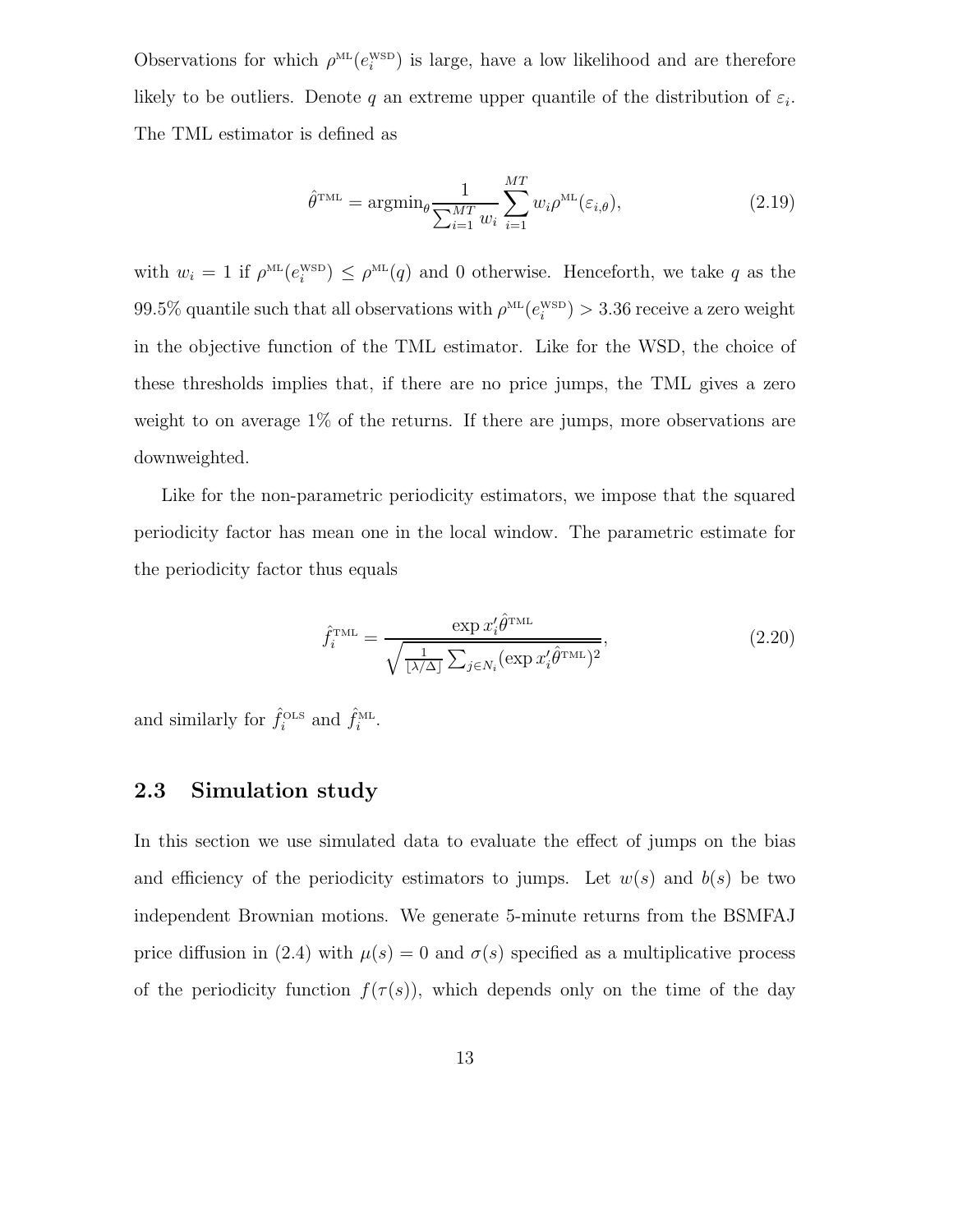Observations for which $\rho^{\text{ML}}(e_i^{\text{WSD}})$ is large, have a low likelihood and are therefore likely to be outliers. Denote $q$ an extreme upper quantile of the distribution of $\varepsilon_i$. The TML estimator is defined as

$$\hat{\theta}^{\text{TML}} = \text{argmin}_{\theta} \frac{1}{\sum_{i=1}^{MT} w_i} \sum_{i=1}^{MT} w_i \rho^{\text{ML}}(\varepsilon_{i,\theta}), \tag{2.19}$$

with $w_i = 1$ if $\rho^{\text{ML}}(e_i^{\text{WSD}}) \leq \rho^{\text{ML}}(q)$ and 0 otherwise. Henceforth, we take $q$ as the 99.5% quantile such that all observations with $\rho^{\text{ML}}(e_i^{\text{WSD}}) > 3.36$ receive a zero weight in the objective function of the TML estimator. Like for the WSD, the choice of these thresholds implies that, if there are no price jumps, the TML gives a zero weight to on average 1% of the returns. If there are jumps, more observations are downweighted.

Like for the non-parametric periodicity estimators, we impose that the squared periodicity factor has mean one in the local window. The parametric estimate for the periodicity factor thus equals

$$\hat{f}_i^{\text{TML}} = \frac{\exp x_i' \hat{\theta}^{\text{TML}}}{\sqrt{\frac{1}{\lfloor \lambda/\Delta \rfloor} \sum_{j \in N_i} (\exp x_i' \hat{\theta}^{\text{TML}})^2}}, \tag{2.20}$$

and similarly for $\hat{f}_i^{\text{OLS}}$ and $\hat{f}_i^{\text{ML}}$.

## 2.3 Simulation study

In this section we use simulated data to evaluate the effect of jumps on the bias and efficiency of the periodicity estimators to jumps. Let $w(s)$ and $b(s)$ be two independent Brownian motions. We generate 5-minute returns from the BSMFAJ price diffusion in (2.4) with $\mu(s) = 0$ and $\sigma(s)$ specified as a multiplicative process of the periodicity function $f(\tau(s))$, which depends only on the time of the day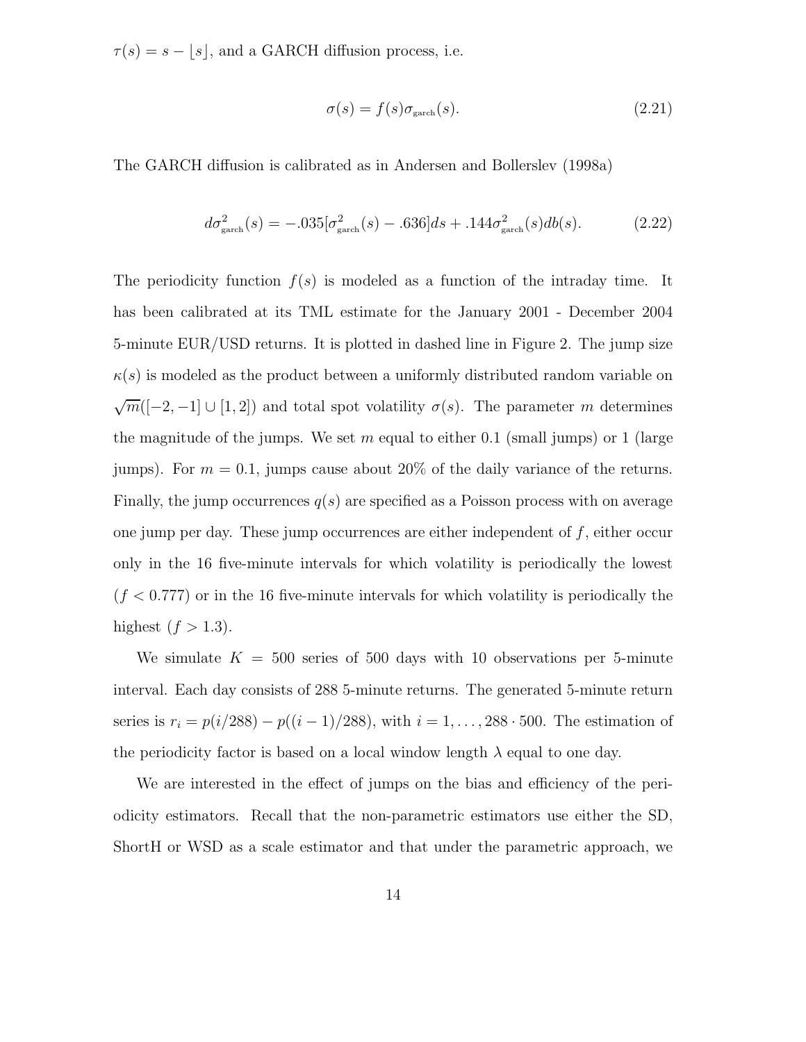$\tau(s) = s - \lfloor s \rfloor$, and a GARCH diffusion process, i.e.

$$\sigma(s) = f(s)\sigma_{\text{garch}}(s). \tag{2.21}$$

The GARCH diffusion is calibrated as in Andersen and Bollerslev (1998a)

$$d\sigma^2_{\text{garch}}(s) = -.035[\sigma^2_{\text{garch}}(s) - .636]ds + .144\sigma^2_{\text{garch}}(s)db(s). \tag{2.22}$$

The periodicity function $f(s)$ is modeled as a function of the intraday time. It has been calibrated at its TML estimate for the January 2001 - December 2004 5-minute EUR/USD returns. It is plotted in dashed line in Figure 2. The jump size $\kappa(s)$ is modeled as the product between a uniformly distributed random variable on $\sqrt{m}([-2,-1] \cup [1,2])$ and total spot volatility $\sigma(s)$. The parameter $m$ determines the magnitude of the jumps. We set $m$ equal to either 0.1 (small jumps) or 1 (large jumps). For $m = 0.1$, jumps cause about 20% of the daily variance of the returns. Finally, the jump occurrences $q(s)$ are specified as a Poisson process with on average one jump per day. These jump occurrences are either independent of $f$, either occur only in the 16 five-minute intervals for which volatility is periodically the lowest ($f < 0.777$) or in the 16 five-minute intervals for which volatility is periodically the highest ($f > 1.3$).

We simulate $K = 500$ series of 500 days with 10 observations per 5-minute interval. Each day consists of 288 5-minute returns. The generated 5-minute return series is $r_i = p(i/288) - p((i-1)/288)$, with $i = 1, \ldots, 288 \cdot 500$. The estimation of the periodicity factor is based on a local window length $\lambda$ equal to one day.

We are interested in the effect of jumps on the bias and efficiency of the periodicity estimators. Recall that the non-parametric estimators use either the SD, ShortH or WSD as a scale estimator and that under the parametric approach, we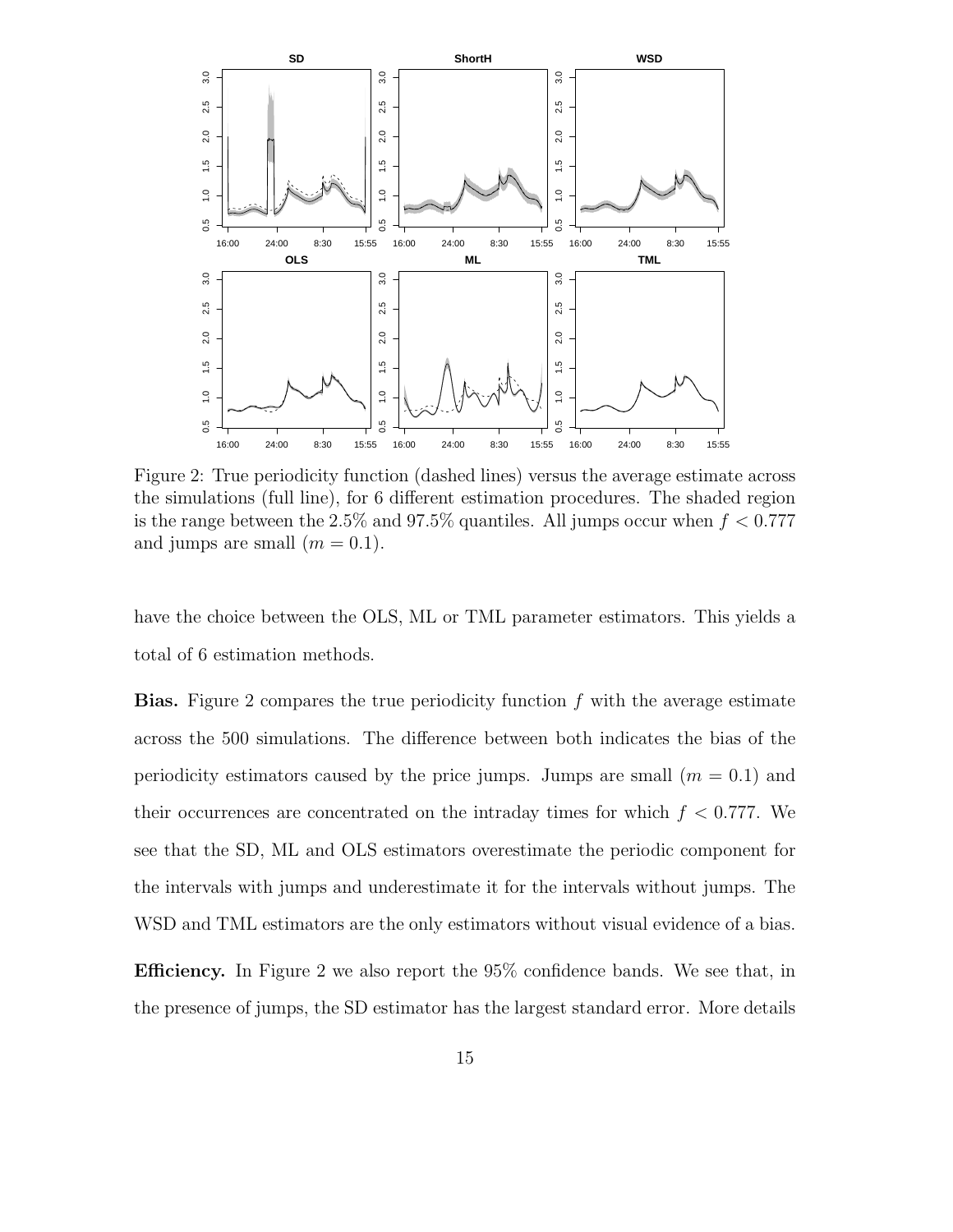Figure 2: True periodicity function (dashed lines) versus the average estimate across the simulations (full line), for 6 different estimation procedures. The shaded region is the range between the 2.5% and 97.5% quantiles. All jumps occur when $f < 0.777$ and jumps are small ($m = 0.1$).

have the choice between the OLS, ML or TML parameter estimators. This yields a total of 6 estimation methods.

**Bias.** Figure 2 compares the true periodicity function $f$ with the average estimate across the 500 simulations. The difference between both indicates the bias of the periodicity estimators caused by the price jumps. Jumps are small ($m = 0.1$) and their occurrences are concentrated on the intraday times for which $f < 0.777$. We see that the SD, ML and OLS estimators overestimate the periodic component for the intervals with jumps and underestimate it for the intervals without jumps. The WSD and TML estimators are the only estimators without visual evidence of a bias.

**Efficiency.** In Figure 2 we also report the 95% confidence bands. We see that, in the presence of jumps, the SD estimator has the largest standard error. More details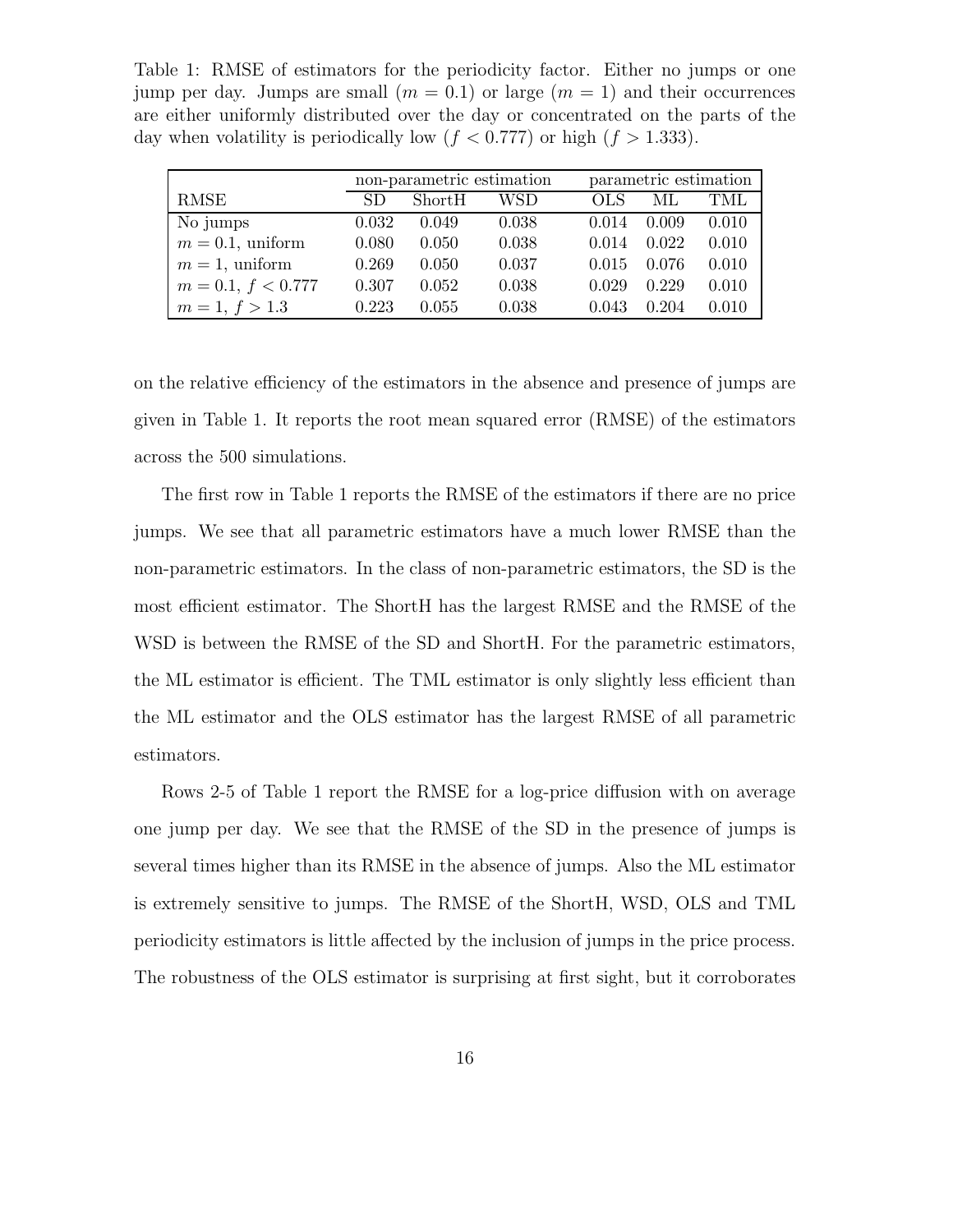Table 1: RMSE of estimators for the periodicity factor. Either no jumps or one jump per day. Jumps are small ($m = 0.1$) or large ($m = 1$) and their occurrences are either uniformly distributed over the day or concentrated on the parts of the day when volatility is periodically low ($f < 0.777$) or high ($f > 1.333$).

| | non-parametric estimation | | | parametric estimation | | |
|---|---|---|---|---|---|---|
| RMSE | SD | ShortH | WSD | OLS | ML | TML |
| No jumps | 0.032 | 0.049 | 0.038 | 0.014 | 0.009 | 0.010 |
| $m = 0.1$, uniform | 0.080 | 0.050 | 0.038 | 0.014 | 0.022 | 0.010 |
| $m = 1$, uniform | 0.269 | 0.050 | 0.037 | 0.015 | 0.076 | 0.010 |
| $m = 0.1$, $f < 0.777$ | 0.307 | 0.052 | 0.038 | 0.029 | 0.229 | 0.010 |
| $m = 1$, $f > 1.3$ | 0.223 | 0.055 | 0.038 | 0.043 | 0.204 | 0.010 |

on the relative efficiency of the estimators in the absence and presence of jumps are given in Table 1. It reports the root mean squared error (RMSE) of the estimators across the 500 simulations.

The first row in Table 1 reports the RMSE of the estimators if there are no price jumps. We see that all parametric estimators have a much lower RMSE than the non-parametric estimators. In the class of non-parametric estimators, the SD is the most efficient estimator. The ShortH has the largest RMSE and the RMSE of the WSD is between the RMSE of the SD and ShortH. For the parametric estimators, the ML estimator is efficient. The TML estimator is only slightly less efficient than the ML estimator and the OLS estimator has the largest RMSE of all parametric estimators.

Rows 2-5 of Table 1 report the RMSE for a log-price diffusion with on average one jump per day. We see that the RMSE of the SD in the presence of jumps is several times higher than its RMSE in the absence of jumps. Also the ML estimator is extremely sensitive to jumps. The RMSE of the ShortH, WSD, OLS and TML periodicity estimators is little affected by the inclusion of jumps in the price process. The robustness of the OLS estimator is surprising at first sight, but it corroborates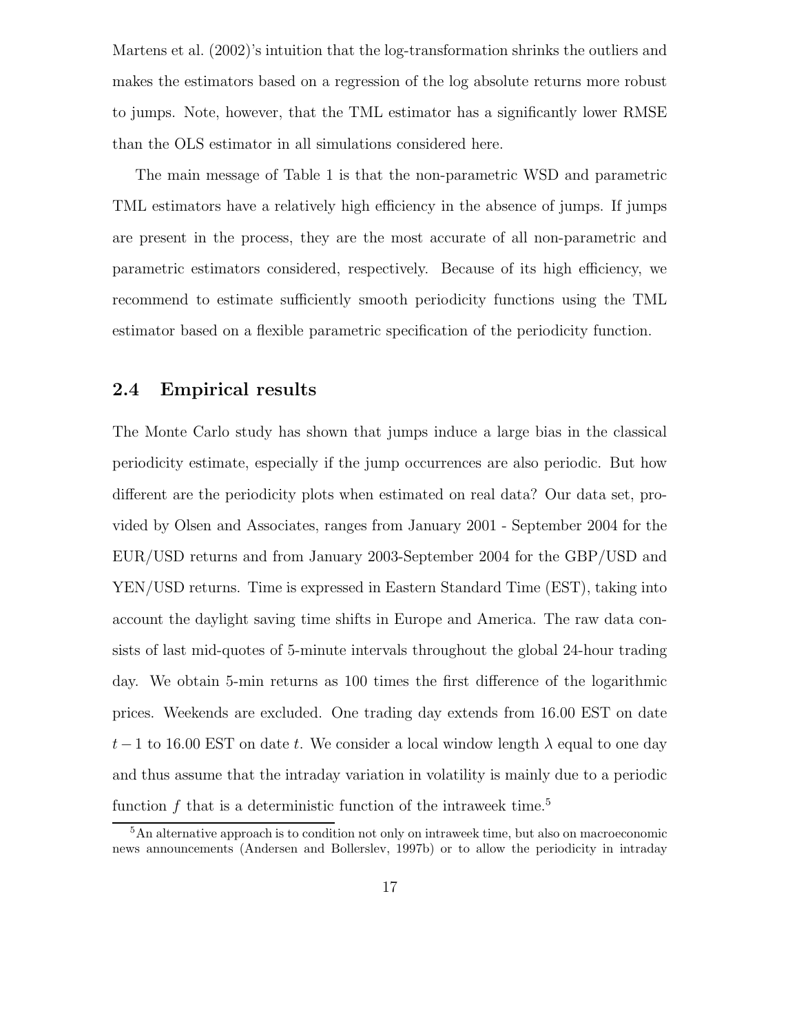Martens et al. (2002)'s intuition that the log-transformation shrinks the outliers and makes the estimators based on a regression of the log absolute returns more robust to jumps. Note, however, that the TML estimator has a significantly lower RMSE than the OLS estimator in all simulations considered here.

The main message of Table 1 is that the non-parametric WSD and parametric TML estimators have a relatively high efficiency in the absence of jumps. If jumps are present in the process, they are the most accurate of all non-parametric and parametric estimators considered, respectively. Because of its high efficiency, we recommend to estimate sufficiently smooth periodicity functions using the TML estimator based on a flexible parametric specification of the periodicity function.

### 2.4 Empirical results

The Monte Carlo study has shown that jumps induce a large bias in the classical periodicity estimate, especially if the jump occurrences are also periodic. But how different are the periodicity plots when estimated on real data? Our data set, provided by Olsen and Associates, ranges from January 2001 - September 2004 for the EUR/USD returns and from January 2003-September 2004 for the GBP/USD and YEN/USD returns. Time is expressed in Eastern Standard Time (EST), taking into account the daylight saving time shifts in Europe and America. The raw data consists of last mid-quotes of 5-minute intervals throughout the global 24-hour trading day. We obtain 5-min returns as 100 times the first difference of the logarithmic prices. Weekends are excluded. One trading day extends from 16.00 EST on date $t-1$ to 16.00 EST on date $t$. We consider a local window length $\lambda$ equal to one day and thus assume that the intraday variation in volatility is mainly due to a periodic function $f$ that is a deterministic function of the intraweek time.[5]

[5] An alternative approach is to condition not only on intraweek time, but also on macroeconomic news announcements (Andersen and Bollerslev, 1997b) or to allow the periodicity in intraday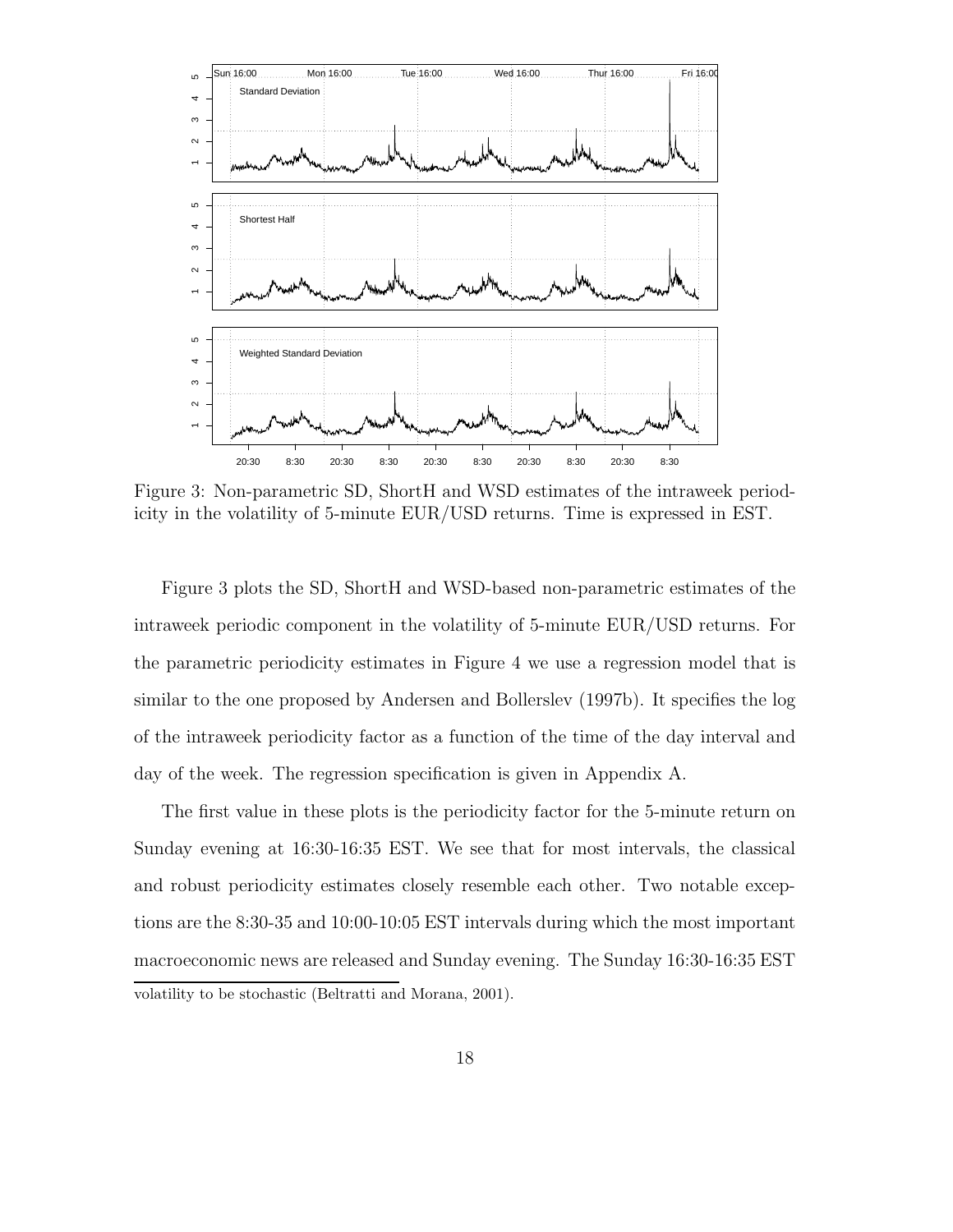Figure 3: Non-parametric SD, ShortH and WSD estimates of the intraweek periodicity in the volatility of 5-minute EUR/USD returns. Time is expressed in EST.

Figure 3 plots the SD, ShortH and WSD-based non-parametric estimates of the intraweek periodic component in the volatility of 5-minute EUR/USD returns. For the parametric periodicity estimates in Figure 4 we use a regression model that is similar to the one proposed by Andersen and Bollerslev (1997b). It specifies the log of the intraweek periodicity factor as a function of the time of the day interval and day of the week. The regression specification is given in Appendix A.

The first value in these plots is the periodicity factor for the 5-minute return on Sunday evening at 16:30-16:35 EST. We see that for most intervals, the classical and robust periodicity estimates closely resemble each other. Two notable exceptions are the 8:30-35 and 10:00-10:05 EST intervals during which the most important macroeconomic news are released and Sunday evening. The Sunday 16:30-16:35 EST

volatility to be stochastic (Beltratti and Morana, 2001).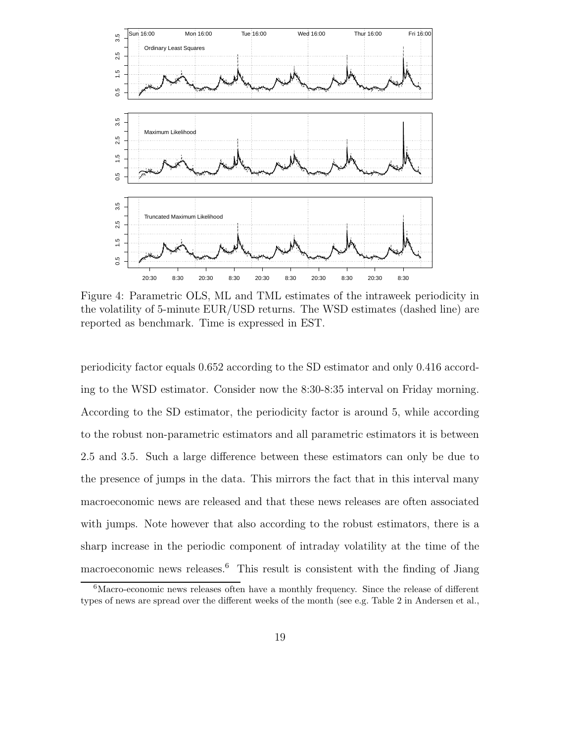Figure 4: Parametric OLS, ML and TML estimates of the intraweek periodicity in the volatility of 5-minute EUR/USD returns. The WSD estimates (dashed line) are reported as benchmark. Time is expressed in EST.

periodicity factor equals 0.652 according to the SD estimator and only 0.416 according to the WSD estimator. Consider now the 8:30-8:35 interval on Friday morning. According to the SD estimator, the periodicity factor is around 5, while according to the robust non-parametric estimators and all parametric estimators it is between 2.5 and 3.5. Such a large difference between these estimators can only be due to the presence of jumps in the data. This mirrors the fact that in this interval many macroeconomic news are released and that these news releases are often associated with jumps. Note however that also according to the robust estimators, there is a sharp increase in the periodic component of intraday volatility at the time of the macroeconomic news releases.[6] This result is consistent with the finding of Jiang

[6]Macro-economic news releases often have a monthly frequency. Since the release of different types of news are spread over the different weeks of the month (see e.g. Table 2 in Andersen et al.,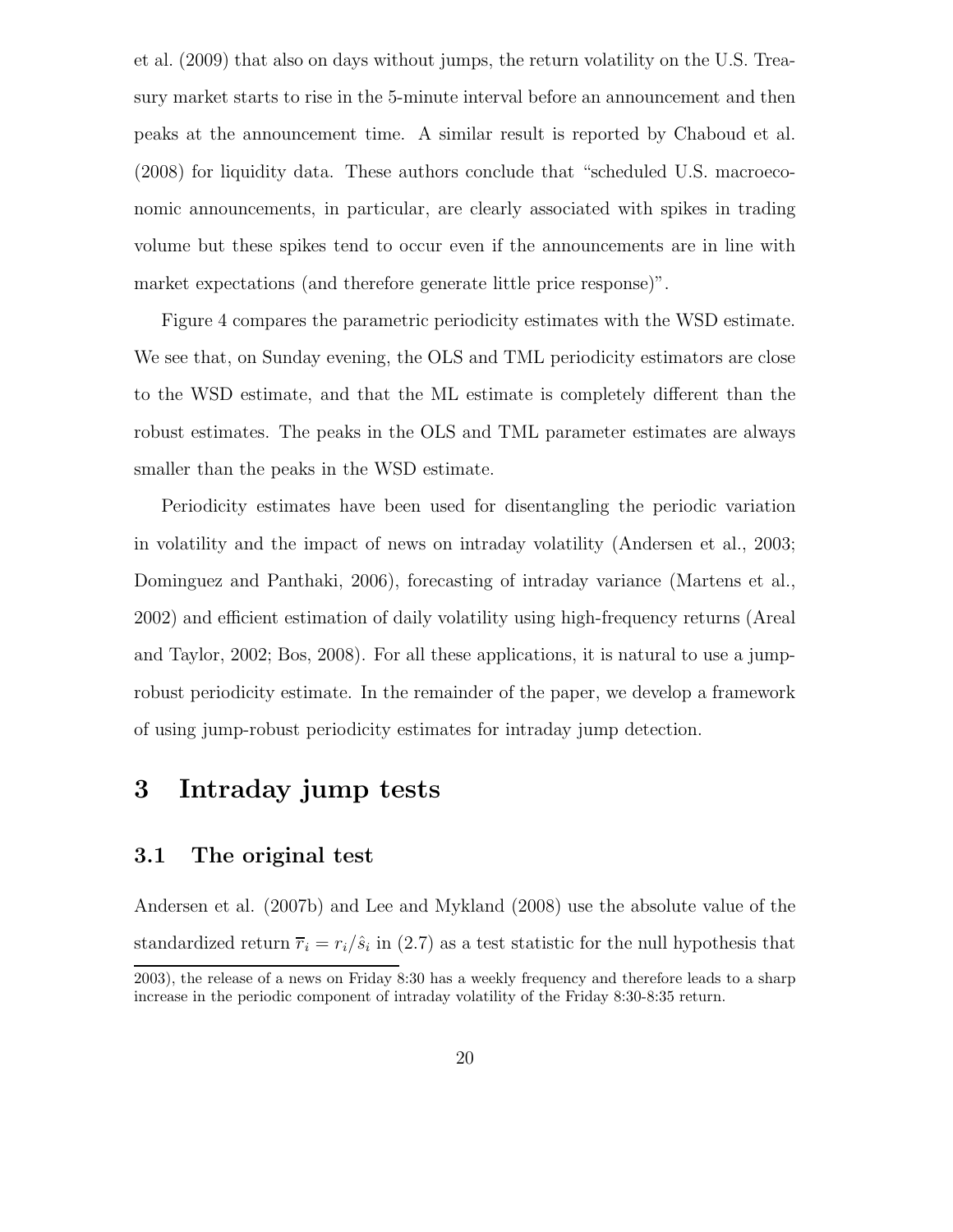et al. (2009) that also on days without jumps, the return volatility on the U.S. Treasury market starts to rise in the 5-minute interval before an announcement and then peaks at the announcement time. A similar result is reported by Chaboud et al. (2008) for liquidity data. These authors conclude that "scheduled U.S. macroeconomic announcements, in particular, are clearly associated with spikes in trading volume but these spikes tend to occur even if the announcements are in line with market expectations (and therefore generate little price response)".

Figure 4 compares the parametric periodicity estimates with the WSD estimate. We see that, on Sunday evening, the OLS and TML periodicity estimators are close to the WSD estimate, and that the ML estimate is completely different than the robust estimates. The peaks in the OLS and TML parameter estimates are always smaller than the peaks in the WSD estimate.

Periodicity estimates have been used for disentangling the periodic variation in volatility and the impact of news on intraday volatility (Andersen et al., 2003; Dominguez and Panthaki, 2006), forecasting of intraday variance (Martens et al., 2002) and efficient estimation of daily volatility using high-frequency returns (Areal and Taylor, 2002; Bos, 2008). For all these applications, it is natural to use a jump-robust periodicity estimate. In the remainder of the paper, we develop a framework of using jump-robust periodicity estimates for intraday jump detection.

# 3 Intraday jump tests

## 3.1 The original test

Andersen et al. (2007b) and Lee and Mykland (2008) use the absolute value of the standardized return $\overline{r}_i = r_i/\hat{s}_i$ in (2.7) as a test statistic for the null hypothesis that

---

2003), the release of a news on Friday 8:30 has a weekly frequency and therefore leads to a sharp increase in the periodic component of intraday volatility of the Friday 8:30-8:35 return.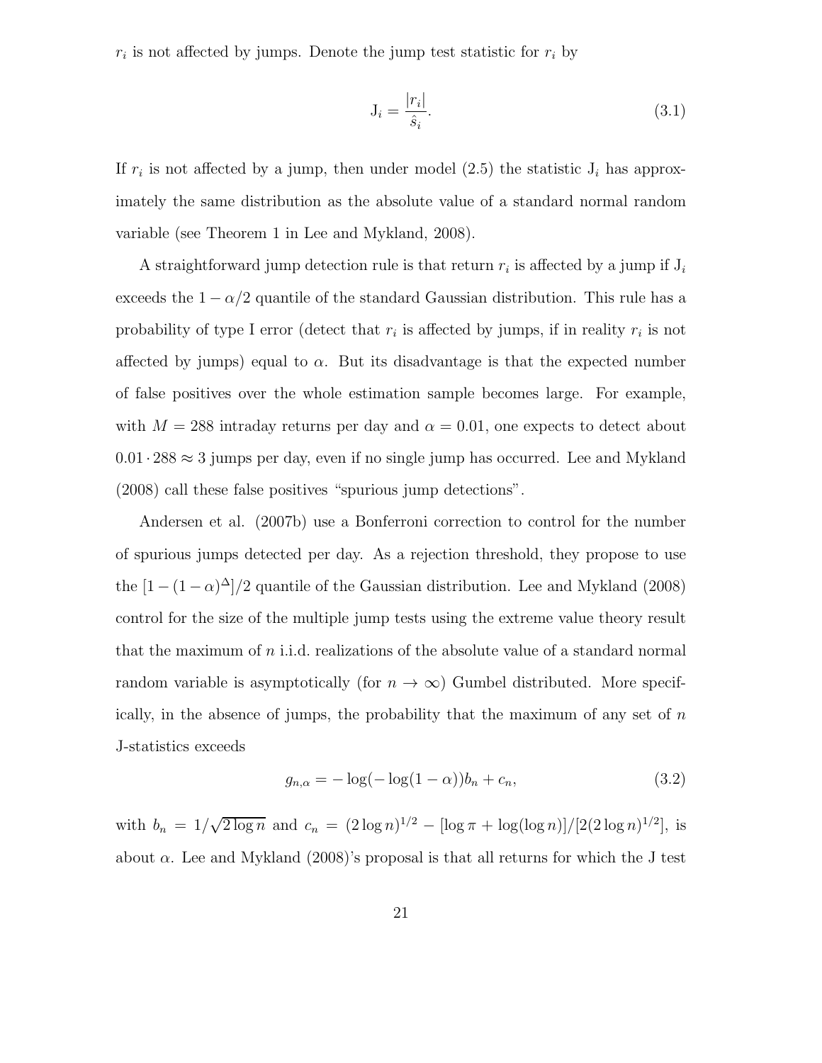$r_i$ is not affected by jumps. Denote the jump test statistic for $r_i$ by

$$\mathrm{J}_i = \frac{|r_i|}{\hat{s}_i}. \tag{3.1}$$

If $r_i$ is not affected by a jump, then under model (2.5) the statistic $\mathrm{J}_i$ has approximately the same distribution as the absolute value of a standard normal random variable (see Theorem 1 in Lee and Mykland, 2008).

A straightforward jump detection rule is that return $r_i$ is affected by a jump if $\mathrm{J}_i$ exceeds the $1 - \alpha/2$ quantile of the standard Gaussian distribution. This rule has a probability of type I error (detect that $r_i$ is affected by jumps, if in reality $r_i$ is not affected by jumps) equal to $\alpha$. But its disadvantage is that the expected number of false positives over the whole estimation sample becomes large. For example, with $M = 288$ intraday returns per day and $\alpha = 0.01$, one expects to detect about $0.01 \cdot 288 \approx 3$ jumps per day, even if no single jump has occurred. Lee and Mykland (2008) call these false positives "spurious jump detections".

Andersen et al. (2007b) use a Bonferroni correction to control for the number of spurious jumps detected per day. As a rejection threshold, they propose to use the $[1 - (1 - \alpha)^{\Delta}]/2$ quantile of the Gaussian distribution. Lee and Mykland (2008) control for the size of the multiple jump tests using the extreme value theory result that the maximum of $n$ i.i.d. realizations of the absolute value of a standard normal random variable is asymptotically (for $n \to \infty$) Gumbel distributed. More specifically, in the absence of jumps, the probability that the maximum of any set of $n$ J-statistics exceeds

$$g_{n,\alpha} = -\log(-\log(1 - \alpha))b_n + c_n, \tag{3.2}$$

with $b_n = 1/\sqrt{2 \log n}$ and $c_n = (2 \log n)^{1/2} - [\log \pi + \log(\log n)]/[2(2 \log n)^{1/2}]$, is about $\alpha$. Lee and Mykland (2008)'s proposal is that all returns for which the J test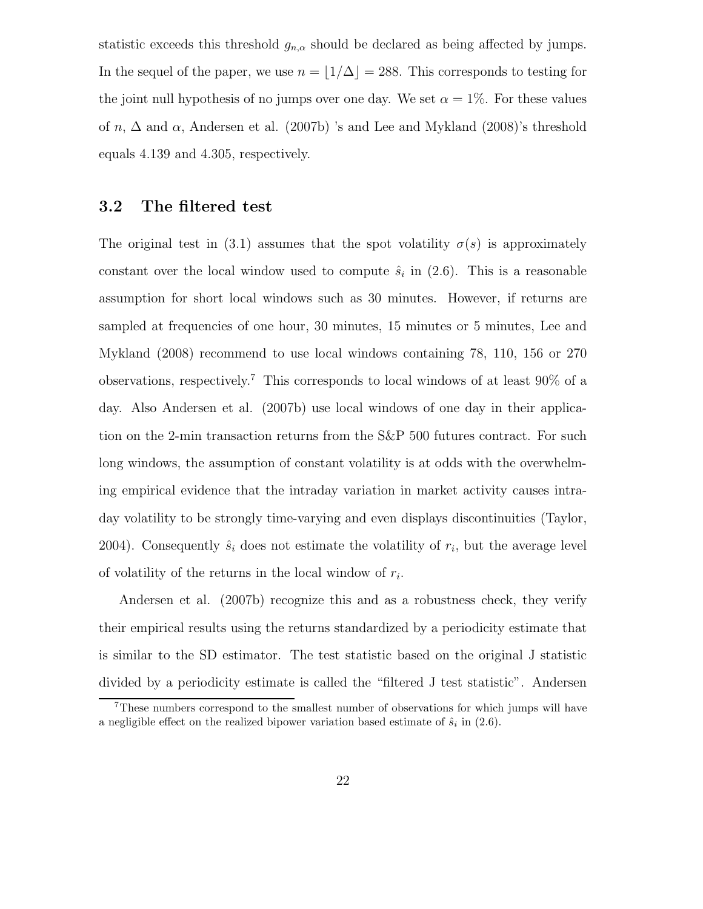statistic exceeds this threshold $g_{n,\alpha}$ should be declared as being affected by jumps. In the sequel of the paper, we use $n = \lfloor 1/\Delta \rfloor = 288$. This corresponds to testing for the joint null hypothesis of no jumps over one day. We set $\alpha = 1\%$. For these values of $n$, $\Delta$ and $\alpha$, Andersen et al. (2007b) 's and Lee and Mykland (2008)'s threshold equals 4.139 and 4.305, respectively.

## 3.2 The filtered test

The original test in (3.1) assumes that the spot volatility $\sigma(s)$ is approximately constant over the local window used to compute $\hat{s}_i$ in (2.6). This is a reasonable assumption for short local windows such as 30 minutes. However, if returns are sampled at frequencies of one hour, 30 minutes, 15 minutes or 5 minutes, Lee and Mykland (2008) recommend to use local windows containing 78, 110, 156 or 270 observations, respectively.[7] This corresponds to local windows of at least 90% of a day. Also Andersen et al. (2007b) use local windows of one day in their application on the 2-min transaction returns from the S&P 500 futures contract. For such long windows, the assumption of constant volatility is at odds with the overwhelming empirical evidence that the intraday variation in market activity causes intraday volatility to be strongly time-varying and even displays discontinuities (Taylor, 2004). Consequently $\hat{s}_i$ does not estimate the volatility of $r_i$, but the average level of volatility of the returns in the local window of $r_i$.

Andersen et al. (2007b) recognize this and as a robustness check, they verify their empirical results using the returns standardized by a periodicity estimate that is similar to the SD estimator. The test statistic based on the original J statistic divided by a periodicity estimate is called the "filtered J test statistic". Andersen

[7] These numbers correspond to the smallest number of observations for which jumps will have a negligible effect on the realized bipower variation based estimate of $\hat{s}_i$ in (2.6).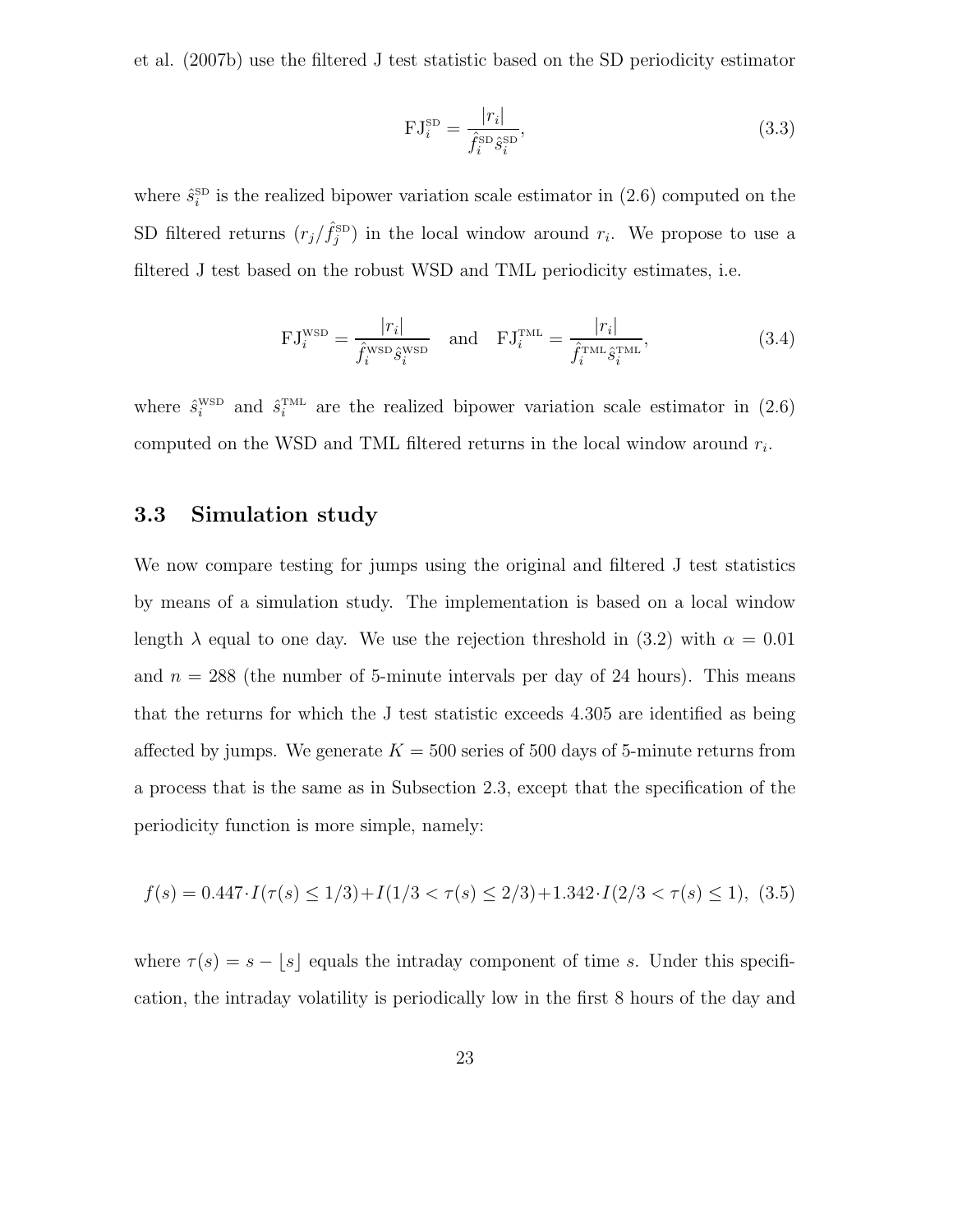et al. (2007b) use the filtered J test statistic based on the SD periodicity estimator

$$\mathrm{FJ}_i^{\mathrm{SD}} = \frac{|r_i|}{\hat{f}_i^{\mathrm{SD}} \hat{s}_i^{\mathrm{SD}}}, \tag{3.3}$$

where $\hat{s}_i^{\mathrm{SD}}$ is the realized bipower variation scale estimator in (2.6) computed on the SD filtered returns $(r_j/\hat{f}_j^{\mathrm{SD}})$ in the local window around $r_i$. We propose to use a filtered J test based on the robust WSD and TML periodicity estimates, i.e.

$$\mathrm{FJ}_i^{\mathrm{WSD}} = \frac{|r_i|}{\hat{f}_i^{\mathrm{WSD}} \hat{s}_i^{\mathrm{WSD}}} \quad \text{and} \quad \mathrm{FJ}_i^{\mathrm{TML}} = \frac{|r_i|}{\hat{f}_i^{\mathrm{TML}} \hat{s}_i^{\mathrm{TML}}}, \tag{3.4}$$

where $\hat{s}_i^{\mathrm{WSD}}$ and $\hat{s}_i^{\mathrm{TML}}$ are the realized bipower variation scale estimator in (2.6) computed on the WSD and TML filtered returns in the local window around $r_i$.

### 3.3 Simulation study

We now compare testing for jumps using the original and filtered J test statistics by means of a simulation study. The implementation is based on a local window length $\lambda$ equal to one day. We use the rejection threshold in (3.2) with $\alpha = 0.01$ and $n = 288$ (the number of 5-minute intervals per day of 24 hours). This means that the returns for which the J test statistic exceeds 4.305 are identified as being affected by jumps. We generate $K = 500$ series of 500 days of 5-minute returns from a process that is the same as in Subsection 2.3, except that the specification of the periodicity function is more simple, namely:

$$f(s) = 0.447 \cdot I(\tau(s) \leq 1/3) + I(1/3 < \tau(s) \leq 2/3) + 1.342 \cdot I(2/3 < \tau(s) \leq 1), \tag{3.5}$$

where $\tau(s) = s - \lfloor s \rfloor$ equals the intraday component of time $s$. Under this specification, the intraday volatility is periodically low in the first 8 hours of the day and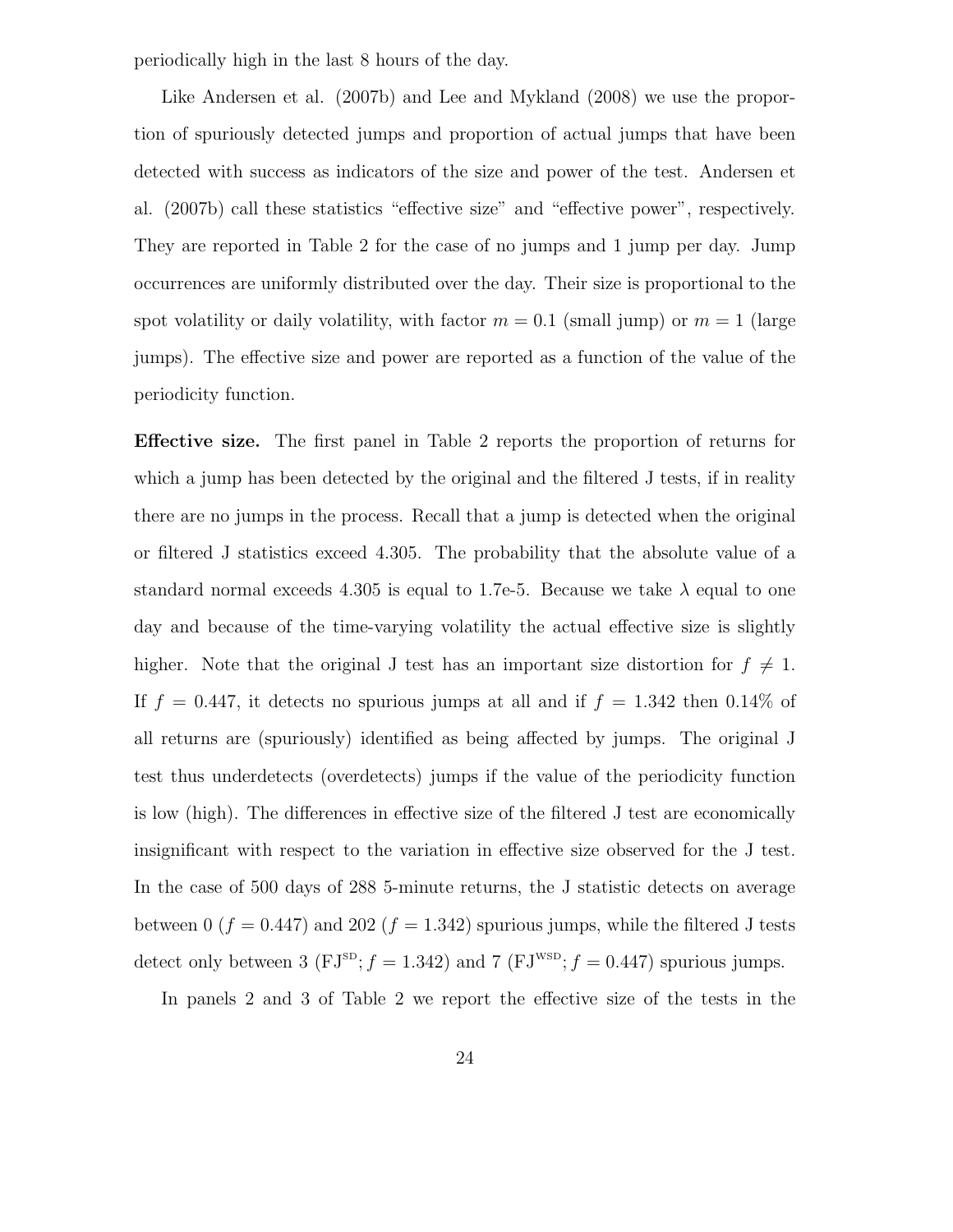periodically high in the last 8 hours of the day.

Like Andersen et al. (2007b) and Lee and Mykland (2008) we use the proportion of spuriously detected jumps and proportion of actual jumps that have been detected with success as indicators of the size and power of the test. Andersen et al. (2007b) call these statistics "effective size" and "effective power", respectively. They are reported in Table 2 for the case of no jumps and 1 jump per day. Jump occurrences are uniformly distributed over the day. Their size is proportional to the spot volatility or daily volatility, with factor $m = 0.1$ (small jump) or $m = 1$ (large jumps). The effective size and power are reported as a function of the value of the periodicity function.

**Effective size.** The first panel in Table 2 reports the proportion of returns for which a jump has been detected by the original and the filtered J tests, if in reality there are no jumps in the process. Recall that a jump is detected when the original or filtered J statistics exceed 4.305. The probability that the absolute value of a standard normal exceeds 4.305 is equal to 1.7e-5. Because we take $\lambda$ equal to one day and because of the time-varying volatility the actual effective size is slightly higher. Note that the original J test has an important size distortion for $f \neq 1$. If $f = 0.447$, it detects no spurious jumps at all and if $f = 1.342$ then 0.14% of all returns are (spuriously) identified as being affected by jumps. The original J test thus underdetects (overdetects) jumps if the value of the periodicity function is low (high). The differences in effective size of the filtered J test are economically insignificant with respect to the variation in effective size observed for the J test. In the case of 500 days of 288 5-minute returns, the J statistic detects on average between 0 ($f = 0.447$) and 202 ($f = 1.342$) spurious jumps, while the filtered J tests detect only between 3 ($\text{FJ}^{\text{SD}}$; $f = 1.342$) and 7 ($\text{FJ}^{\text{WSD}}$; $f = 0.447$) spurious jumps.

In panels 2 and 3 of Table 2 we report the effective size of the tests in the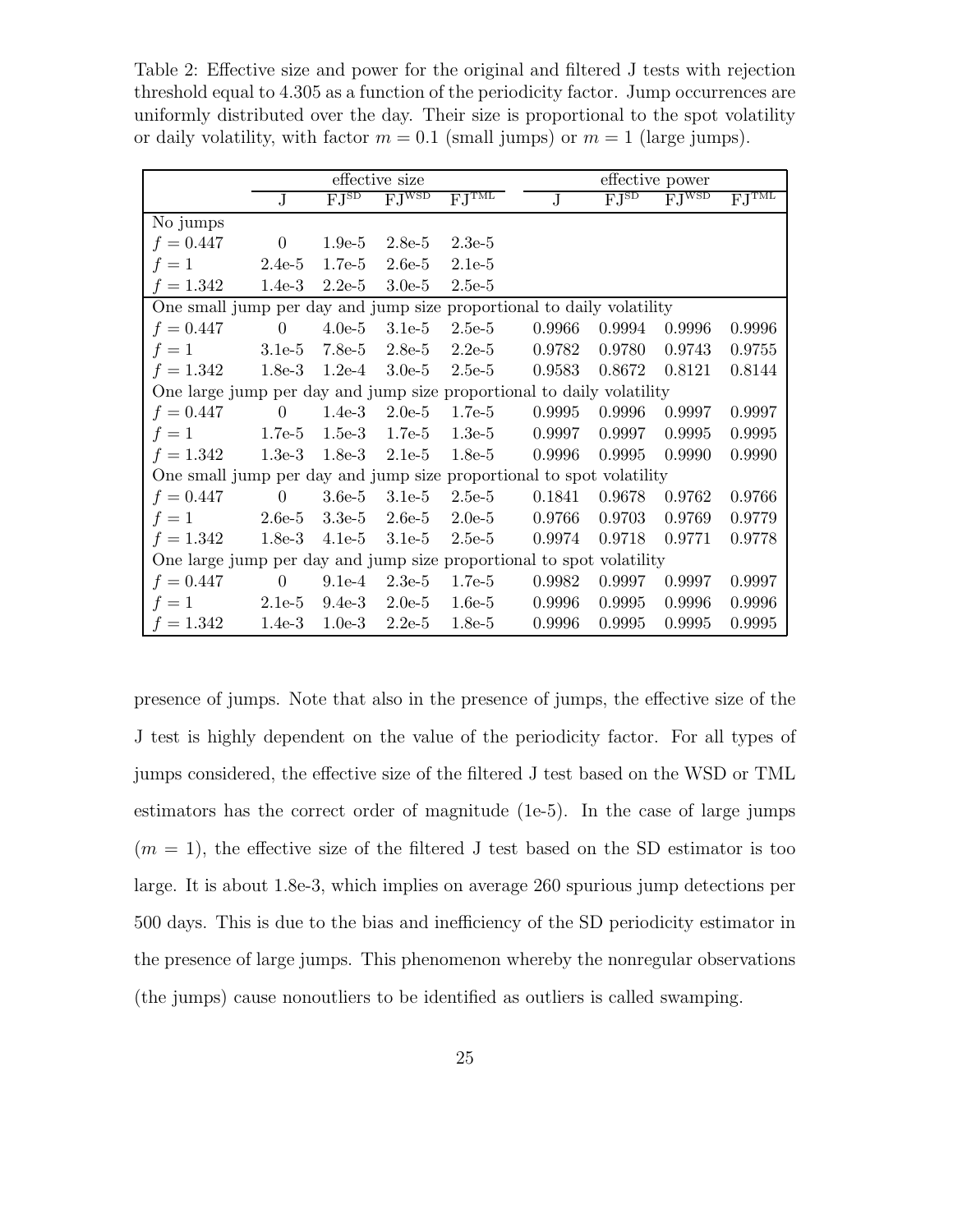Table 2: Effective size and power for the original and filtered J tests with rejection threshold equal to 4.305 as a function of the periodicity factor. Jump occurrences are uniformly distributed over the day. Their size is proportional to the spot volatility or daily volatility, with factor $m = 0.1$ (small jumps) or $m = 1$ (large jumps).

| | effective size | | | | effective power | | | |
|---|---|---|---|---|---|---|---|---|
| | J | $\text{FJ}^{\text{SD}}$ | $\text{FJ}^{\text{WSD}}$ | $\text{FJ}^{\text{TML}}$ | J | $\text{FJ}^{\text{SD}}$ | $\text{FJ}^{\text{WSD}}$ | $\text{FJ}^{\text{TML}}$ |
| No jumps | | | | | | | | |
| $f = 0.447$ | 0 | 1.9e-5 | 2.8e-5 | 2.3e-5 | | | | |
| $f = 1$ | 2.4e-5 | 1.7e-5 | 2.6e-5 | 2.1e-5 | | | | |
| $f = 1.342$ | 1.4e-3 | 2.2e-5 | 3.0e-5 | 2.5e-5 | | | | |
| One small jump per day and jump size proportional to daily volatility | | | | | | | | |
| $f = 0.447$ | 0 | 4.0e-5 | 3.1e-5 | 2.5e-5 | 0.9966 | 0.9994 | 0.9996 | 0.9996 |
| $f = 1$ | 3.1e-5 | 7.8e-5 | 2.8e-5 | 2.2e-5 | 0.9782 | 0.9780 | 0.9743 | 0.9755 |
| $f = 1.342$ | 1.8e-3 | 1.2e-4 | 3.0e-5 | 2.5e-5 | 0.9583 | 0.8672 | 0.8121 | 0.8144 |
| One large jump per day and jump size proportional to daily volatility | | | | | | | | |
| $f = 0.447$ | 0 | 1.4e-3 | 2.0e-5 | 1.7e-5 | 0.9995 | 0.9996 | 0.9997 | 0.9997 |
| $f = 1$ | 1.7e-5 | 1.5e-3 | 1.7e-5 | 1.3e-5 | 0.9997 | 0.9997 | 0.9995 | 0.9995 |
| $f = 1.342$ | 1.3e-3 | 1.8e-3 | 2.1e-5 | 1.8e-5 | 0.9996 | 0.9995 | 0.9990 | 0.9990 |
| One small jump per day and jump size proportional to spot volatility | | | | | | | | |
| $f = 0.447$ | 0 | 3.6e-5 | 3.1e-5 | 2.5e-5 | 0.1841 | 0.9678 | 0.9762 | 0.9766 |
| $f = 1$ | 2.6e-5 | 3.3e-5 | 2.6e-5 | 2.0e-5 | 0.9766 | 0.9703 | 0.9769 | 0.9779 |
| $f = 1.342$ | 1.8e-3 | 4.1e-5 | 3.1e-5 | 2.5e-5 | 0.9974 | 0.9718 | 0.9771 | 0.9778 |
| One large jump per day and jump size proportional to spot volatility | | | | | | | | |
| $f = 0.447$ | 0 | 9.1e-4 | 2.3e-5 | 1.7e-5 | 0.9982 | 0.9997 | 0.9997 | 0.9997 |
| $f = 1$ | 2.1e-5 | 9.4e-3 | 2.0e-5 | 1.6e-5 | 0.9996 | 0.9995 | 0.9996 | 0.9996 |
| $f = 1.342$ | 1.4e-3 | 1.0e-3 | 2.2e-5 | 1.8e-5 | 0.9996 | 0.9995 | 0.9995 | 0.9995 |

presence of jumps. Note that also in the presence of jumps, the effective size of the J test is highly dependent on the value of the periodicity factor. For all types of jumps considered, the effective size of the filtered J test based on the WSD or TML estimators has the correct order of magnitude (1e-5). In the case of large jumps ($m = 1$), the effective size of the filtered J test based on the SD estimator is too large. It is about 1.8e-3, which implies on average 260 spurious jump detections per 500 days. This is due to the bias and inefficiency of the SD periodicity estimator in the presence of large jumps. This phenomenon whereby the nonregular observations (the jumps) cause nonoutliers to be identified as outliers is called swamping.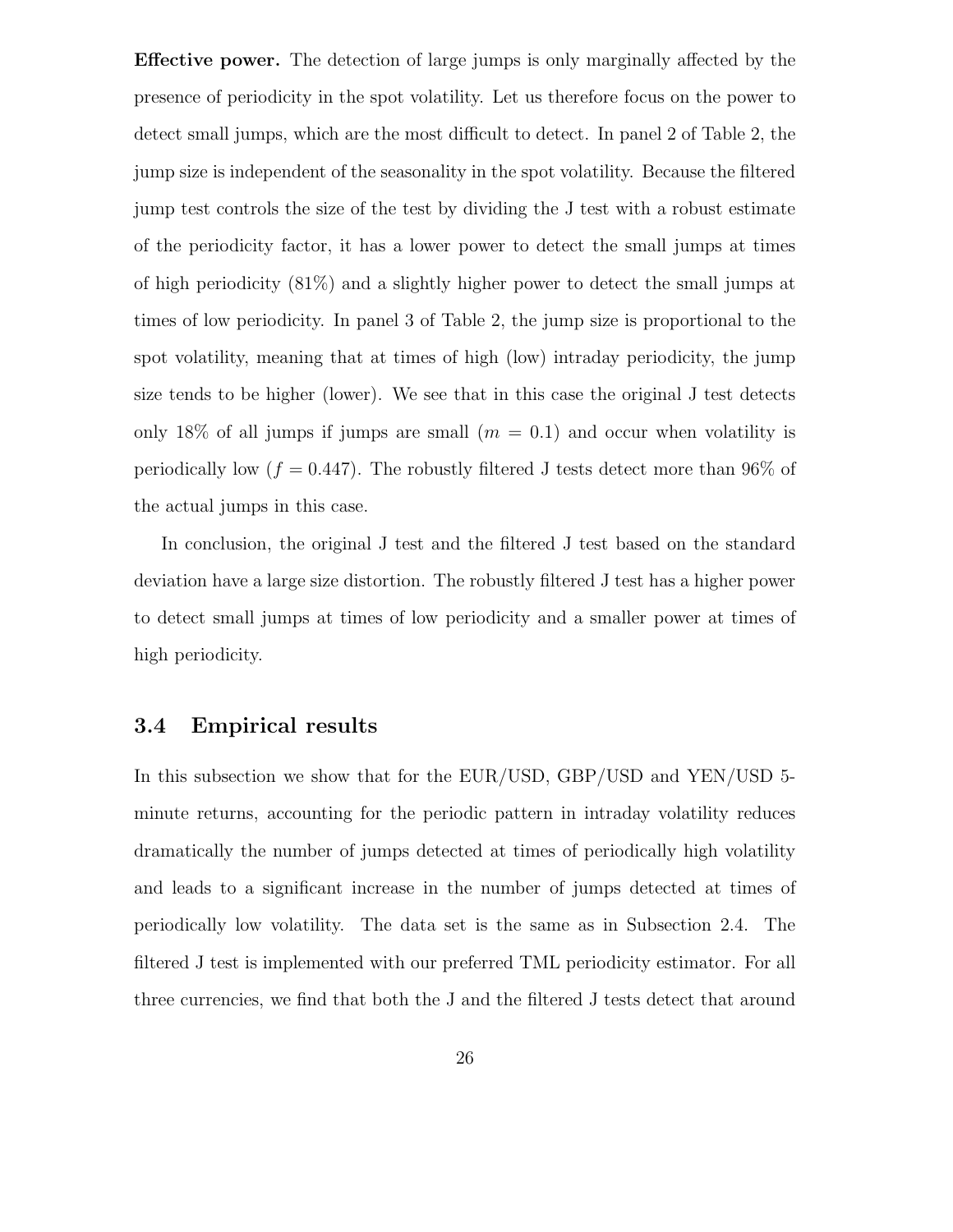**Effective power.** The detection of large jumps is only marginally affected by the presence of periodicity in the spot volatility. Let us therefore focus on the power to detect small jumps, which are the most difficult to detect. In panel 2 of Table 2, the jump size is independent of the seasonality in the spot volatility. Because the filtered jump test controls the size of the test by dividing the J test with a robust estimate of the periodicity factor, it has a lower power to detect the small jumps at times of high periodicity (81%) and a slightly higher power to detect the small jumps at times of low periodicity. In panel 3 of Table 2, the jump size is proportional to the spot volatility, meaning that at times of high (low) intraday periodicity, the jump size tends to be higher (lower). We see that in this case the original J test detects only 18% of all jumps if jumps are small ($m = 0.1$) and occur when volatility is periodically low ($f = 0.447$). The robustly filtered J tests detect more than 96% of the actual jumps in this case.

In conclusion, the original J test and the filtered J test based on the standard deviation have a large size distortion. The robustly filtered J test has a higher power to detect small jumps at times of low periodicity and a smaller power at times of high periodicity.

### 3.4 Empirical results

In this subsection we show that for the EUR/USD, GBP/USD and YEN/USD 5-minute returns, accounting for the periodic pattern in intraday volatility reduces dramatically the number of jumps detected at times of periodically high volatility and leads to a significant increase in the number of jumps detected at times of periodically low volatility. The data set is the same as in Subsection 2.4. The filtered J test is implemented with our preferred TML periodicity estimator. For all three currencies, we find that both the J and the filtered J tests detect that around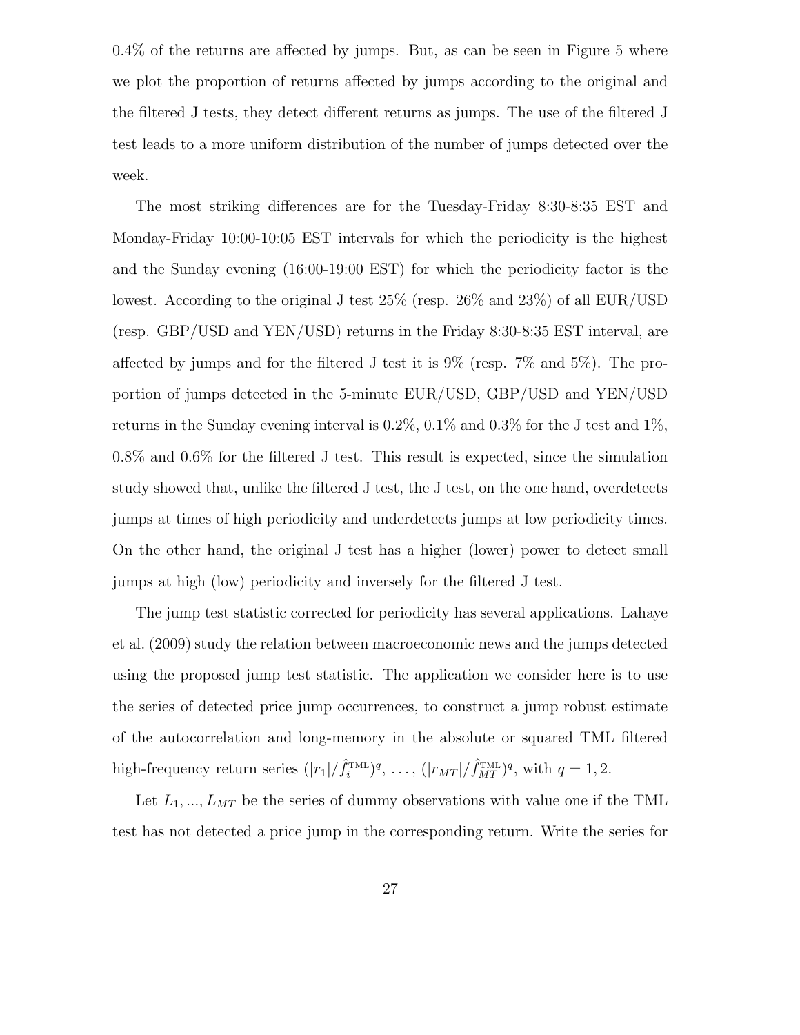0.4% of the returns are affected by jumps. But, as can be seen in Figure 5 where we plot the proportion of returns affected by jumps according to the original and the filtered J tests, they detect different returns as jumps. The use of the filtered J test leads to a more uniform distribution of the number of jumps detected over the week.

The most striking differences are for the Tuesday-Friday 8:30-8:35 EST and Monday-Friday 10:00-10:05 EST intervals for which the periodicity is the highest and the Sunday evening (16:00-19:00 EST) for which the periodicity factor is the lowest. According to the original J test 25% (resp. 26% and 23%) of all EUR/USD (resp. GBP/USD and YEN/USD) returns in the Friday 8:30-8:35 EST interval, are affected by jumps and for the filtered J test it is 9% (resp. 7% and 5%). The proportion of jumps detected in the 5-minute EUR/USD, GBP/USD and YEN/USD returns in the Sunday evening interval is 0.2%, 0.1% and 0.3% for the J test and 1%, 0.8% and 0.6% for the filtered J test. This result is expected, since the simulation study showed that, unlike the filtered J test, the J test, on the one hand, overdetects jumps at times of high periodicity and underdetects jumps at low periodicity times. On the other hand, the original J test has a higher (lower) power to detect small jumps at high (low) periodicity and inversely for the filtered J test.

The jump test statistic corrected for periodicity has several applications. Lahaye et al. (2009) study the relation between macroeconomic news and the jumps detected using the proposed jump test statistic. The application we consider here is to use the series of detected price jump occurrences, to construct a jump robust estimate of the autocorrelation and long-memory in the absolute or squared TML filtered high-frequency return series $(|r_1|/\hat{f}_i^{\text{TML}})^q, \ldots, (|r_{MT}|/\hat{f}_{MT}^{\text{TML}})^q$, with $q = 1, 2$.

Let $L_1, ..., L_{MT}$ be the series of dummy observations with value one if the TML test has not detected a price jump in the corresponding return. Write the series for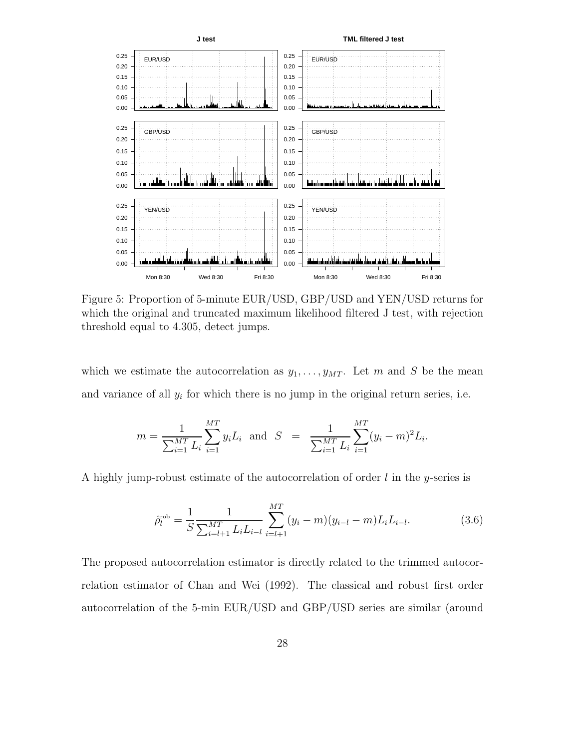Figure 5: Proportion of 5-minute EUR/USD, GBP/USD and YEN/USD returns for which the original and truncated maximum likelihood filtered J test, with rejection threshold equal to 4.305, detect jumps.

which we estimate the autocorrelation as $y_1, \ldots, y_{MT}$. Let $m$ and $S$ be the mean and variance of all $y_i$ for which there is no jump in the original return series, i.e.

$$m = \frac{1}{\sum_{i=1}^{MT} L_i} \sum_{i=1}^{MT} y_i L_i \quad \text{and} \quad S = \frac{1}{\sum_{i=1}^{MT} L_i} \sum_{i=1}^{MT} (y_i - m)^2 L_i.$$

A highly jump-robust estimate of the autocorrelation of order $l$ in the $y$-series is

$$\hat{\rho}_l^{\text{rob}} = \frac{1}{S} \frac{1}{\sum_{i=l+1}^{MT} L_i L_{i-l}} \sum_{i=l+1}^{MT} (y_i - m)(y_{i-l} - m) L_i L_{i-l}. \tag{3.6}$$

The proposed autocorrelation estimator is directly related to the trimmed autocorrelation estimator of Chan and Wei (1992). The classical and robust first order autocorrelation of the 5-min EUR/USD and GBP/USD series are similar (around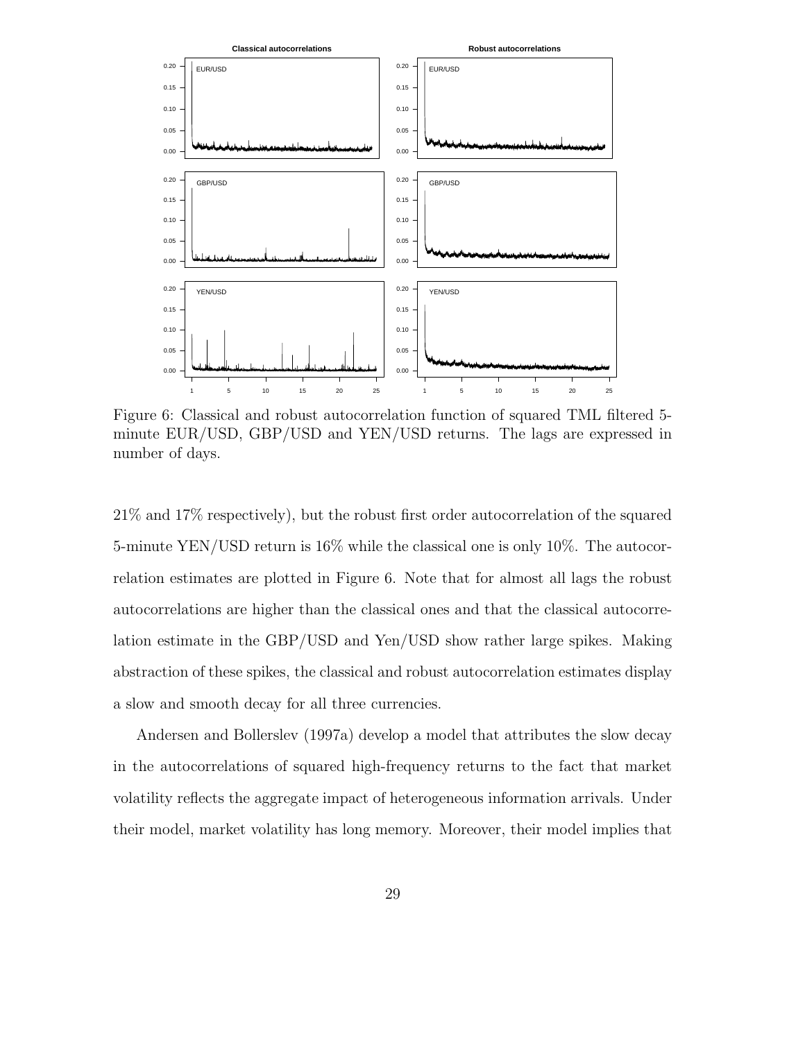Figure 6: Classical and robust autocorrelation function of squared TML filtered 5-minute EUR/USD, GBP/USD and YEN/USD returns. The lags are expressed in number of days.

21% and 17% respectively), but the robust first order autocorrelation of the squared 5-minute YEN/USD return is 16% while the classical one is only 10%. The autocorrelation estimates are plotted in Figure 6. Note that for almost all lags the robust autocorrelations are higher than the classical ones and that the classical autocorrelation estimate in the GBP/USD and Yen/USD show rather large spikes. Making abstraction of these spikes, the classical and robust autocorrelation estimates display a slow and smooth decay for all three currencies.

Andersen and Bollerslev (1997a) develop a model that attributes the slow decay in the autocorrelations of squared high-frequency returns to the fact that market volatility reflects the aggregate impact of heterogeneous information arrivals. Under their model, market volatility has long memory. Moreover, their model implies that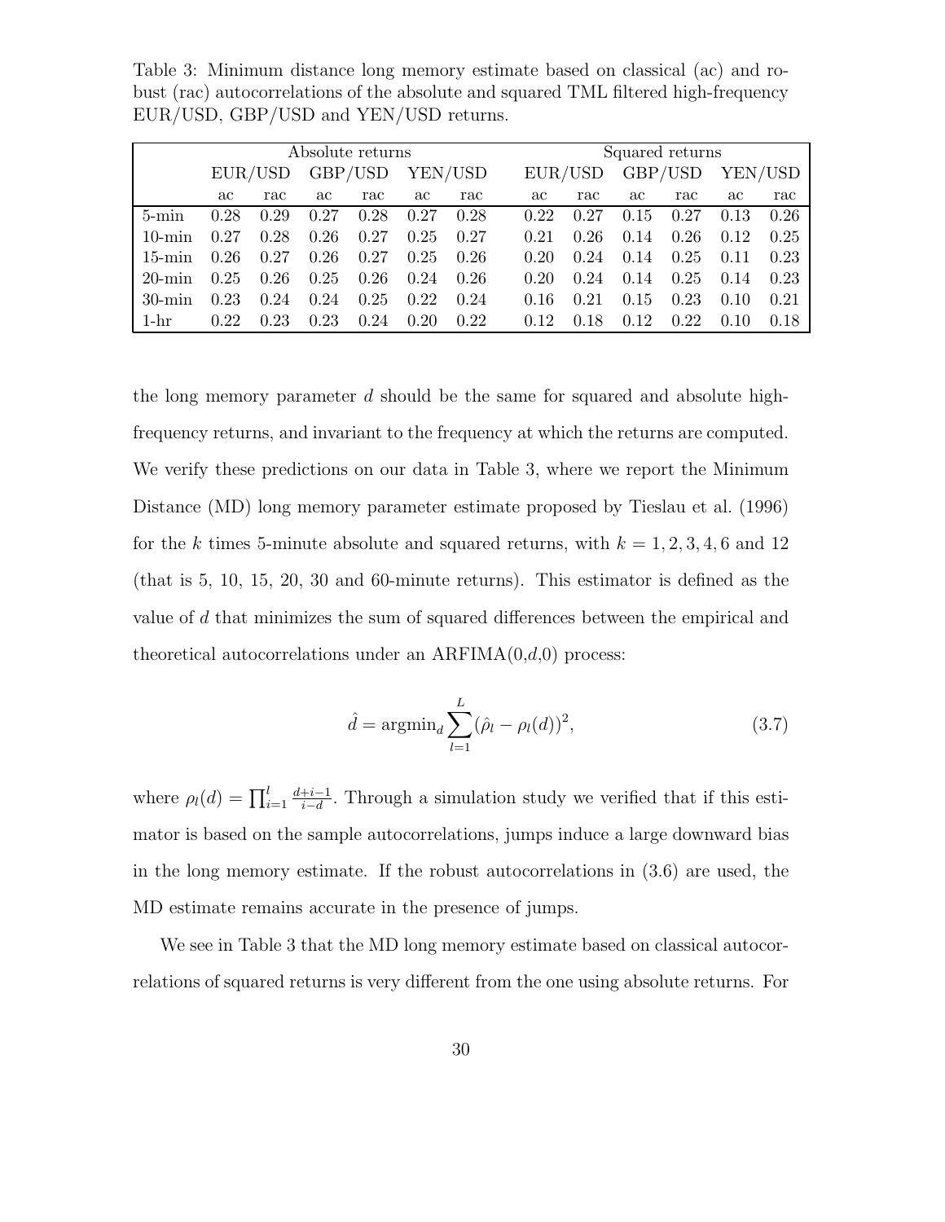Table 3: Minimum distance long memory estimate based on classical (ac) and robust (rac) autocorrelations of the absolute and squared TML filtered high-frequency EUR/USD, GBP/USD and YEN/USD returns.

| | Absolute returns | | | | | | Squared returns | | | | | |
|---|---|---|---|---|---|---|---|---|---|---|---|---|
| | EUR/USD | | GBP/USD | | YEN/USD | | EUR/USD | | GBP/USD | | YEN/USD | |
| | ac | rac | ac | rac | ac | rac | ac | rac | ac | rac | ac | rac |
| 5-min | 0.28 | 0.29 | 0.27 | 0.28 | 0.27 | 0.28 | 0.22 | 0.27 | 0.15 | 0.27 | 0.13 | 0.26 |
| 10-min | 0.27 | 0.28 | 0.26 | 0.27 | 0.25 | 0.27 | 0.21 | 0.26 | 0.14 | 0.26 | 0.12 | 0.25 |
| 15-min | 0.26 | 0.27 | 0.26 | 0.27 | 0.25 | 0.26 | 0.20 | 0.24 | 0.14 | 0.25 | 0.11 | 0.23 |
| 20-min | 0.25 | 0.26 | 0.25 | 0.26 | 0.24 | 0.26 | 0.20 | 0.24 | 0.14 | 0.25 | 0.14 | 0.23 |
| 30-min | 0.23 | 0.24 | 0.24 | 0.25 | 0.22 | 0.24 | 0.16 | 0.21 | 0.15 | 0.23 | 0.10 | 0.21 |
| 1-hr | 0.22 | 0.23 | 0.23 | 0.24 | 0.20 | 0.22 | 0.12 | 0.18 | 0.12 | 0.22 | 0.10 | 0.18 |

the long memory parameter $d$ should be the same for squared and absolute high-frequency returns, and invariant to the frequency at which the returns are computed. We verify these predictions on our data in Table 3, where we report the Minimum Distance (MD) long memory parameter estimate proposed by Tieslau et al. (1996) for the $k$ times 5-minute absolute and squared returns, with $k = 1, 2, 3, 4, 6$ and 12 (that is 5, 10, 15, 20, 30 and 60-minute returns). This estimator is defined as the value of $d$ that minimizes the sum of squared differences between the empirical and theoretical autocorrelations under an ARFIMA(0,$d$,0) process:

$$\hat{d} = \text{argmin}_d \sum_{l=1}^{L} (\hat{\rho}_l - \rho_l(d))^2, \tag{3.7}$$

where $\rho_l(d) = \prod_{i=1}^{l} \frac{d+i-1}{i-d}$. Through a simulation study we verified that if this estimator is based on the sample autocorrelations, jumps induce a large downward bias in the long memory estimate. If the robust autocorrelations in (3.6) are used, the MD estimate remains accurate in the presence of jumps.

We see in Table 3 that the MD long memory estimate based on classical autocorrelations of squared returns is very different from the one using absolute returns. For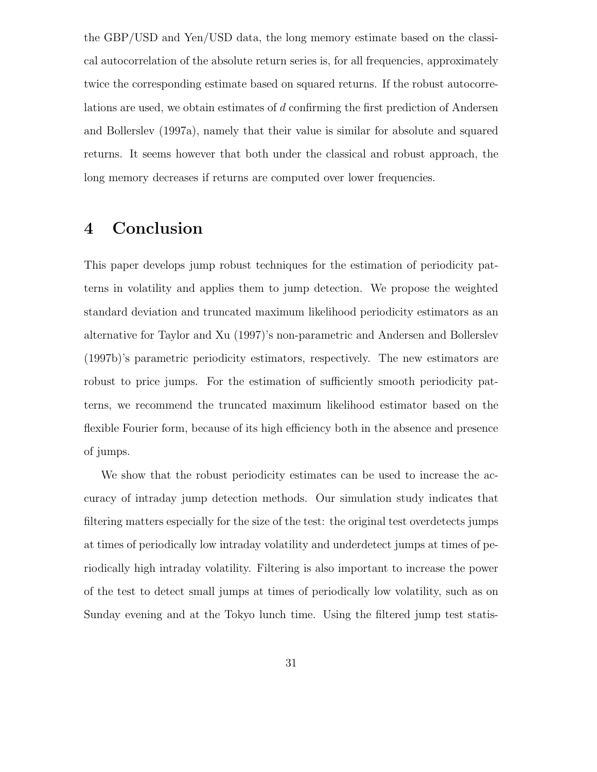the GBP/USD and Yen/USD data, the long memory estimate based on the classical autocorrelation of the absolute return series is, for all frequencies, approximately twice the corresponding estimate based on squared returns. If the robust autocorrelations are used, we obtain estimates of $d$ confirming the first prediction of Andersen and Bollerslev (1997a), namely that their value is similar for absolute and squared returns. It seems however that both under the classical and robust approach, the long memory decreases if returns are computed over lower frequencies.

# 4 Conclusion

This paper develops jump robust techniques for the estimation of periodicity patterns in volatility and applies them to jump detection. We propose the weighted standard deviation and truncated maximum likelihood periodicity estimators as an alternative for Taylor and Xu (1997)'s non-parametric and Andersen and Bollerslev (1997b)'s parametric periodicity estimators, respectively. The new estimators are robust to price jumps. For the estimation of sufficiently smooth periodicity patterns, we recommend the truncated maximum likelihood estimator based on the flexible Fourier form, because of its high efficiency both in the absence and presence of jumps.

We show that the robust periodicity estimates can be used to increase the accuracy of intraday jump detection methods. Our simulation study indicates that filtering matters especially for the size of the test: the original test overdetects jumps at times of periodically low intraday volatility and underdetect jumps at times of periodically high intraday volatility. Filtering is also important to increase the power of the test to detect small jumps at times of periodically low volatility, such as on Sunday evening and at the Tokyo lunch time. Using the filtered jump test statis-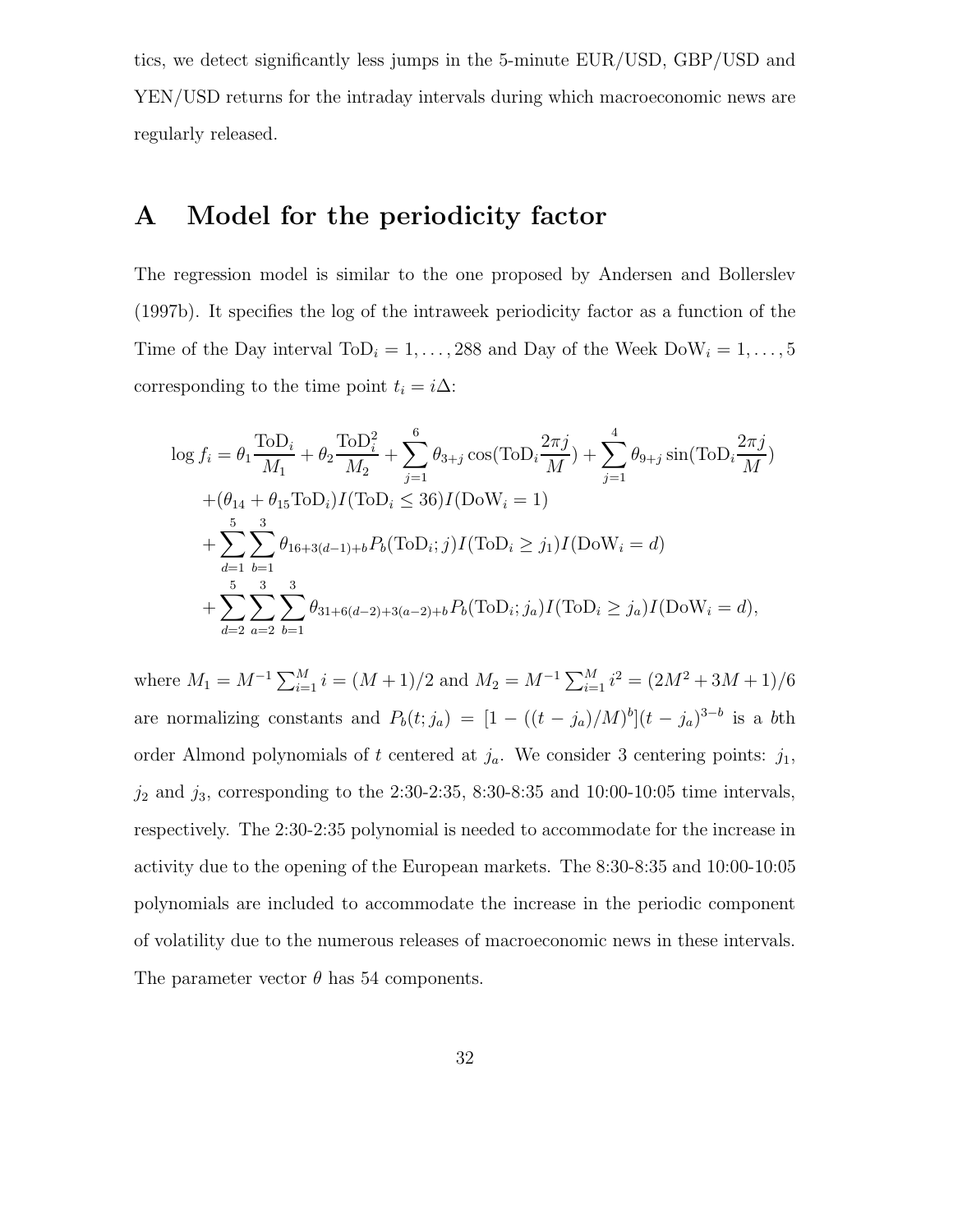tics, we detect significantly less jumps in the 5-minute EUR/USD, GBP/USD and YEN/USD returns for the intraday intervals during which macroeconomic news are regularly released.

# A Model for the periodicity factor

The regression model is similar to the one proposed by Andersen and Bollerslev (1997b). It specifies the log of the intraweek periodicity factor as a function of the Time of the Day interval $\text{ToD}_i = 1, \ldots, 288$ and Day of the Week $\text{DoW}_i = 1, \ldots, 5$ corresponding to the time point $t_i = i\Delta$:

$$
\begin{aligned}
\log f_i &= \theta_1 \frac{\text{ToD}_i}{M_1} + \theta_2 \frac{\text{ToD}_i^2}{M_2} + \sum_{j=1}^{6} \theta_{3+j} \cos(\text{ToD}_i \frac{2\pi j}{M}) + \sum_{j=1}^{4} \theta_{9+j} \sin(\text{ToD}_i \frac{2\pi j}{M}) \\
&\quad + (\theta_{14} + \theta_{15}\text{ToD}_i) I(\text{ToD}_i \leq 36) I(\text{DoW}_i = 1) \\
&\quad + \sum_{d=1}^{5} \sum_{b=1}^{3} \theta_{16+3(d-1)+b} P_b(\text{ToD}_i; j) I(\text{ToD}_i \geq j_1) I(\text{DoW}_i = d) \\
&\quad + \sum_{d=2}^{5} \sum_{a=2}^{3} \sum_{b=1}^{3} \theta_{31+6(d-2)+3(a-2)+b} P_b(\text{ToD}_i; j_a) I(\text{ToD}_i \geq j_a) I(\text{DoW}_i = d),
\end{aligned}
$$

where $M_1 = M^{-1} \sum_{i=1}^{M} i = (M+1)/2$ and $M_2 = M^{-1} \sum_{i=1}^{M} i^2 = (2M^2 + 3M + 1)/6$ are normalizing constants and $P_b(t; j_a) = [1 - ((t - j_a)/M)^b](t - j_a)^{3-b}$ is a $b$th order Almond polynomials of $t$ centered at $j_a$. We consider 3 centering points: $j_1$, $j_2$ and $j_3$, corresponding to the 2:30-2:35, 8:30-8:35 and 10:00-10:05 time intervals, respectively. The 2:30-2:35 polynomial is needed to accommodate for the increase in activity due to the opening of the European markets. The 8:30-8:35 and 10:00-10:05 polynomials are included to accommodate the increase in the periodic component of volatility due to the numerous releases of macroeconomic news in these intervals. The parameter vector $\theta$ has 54 components.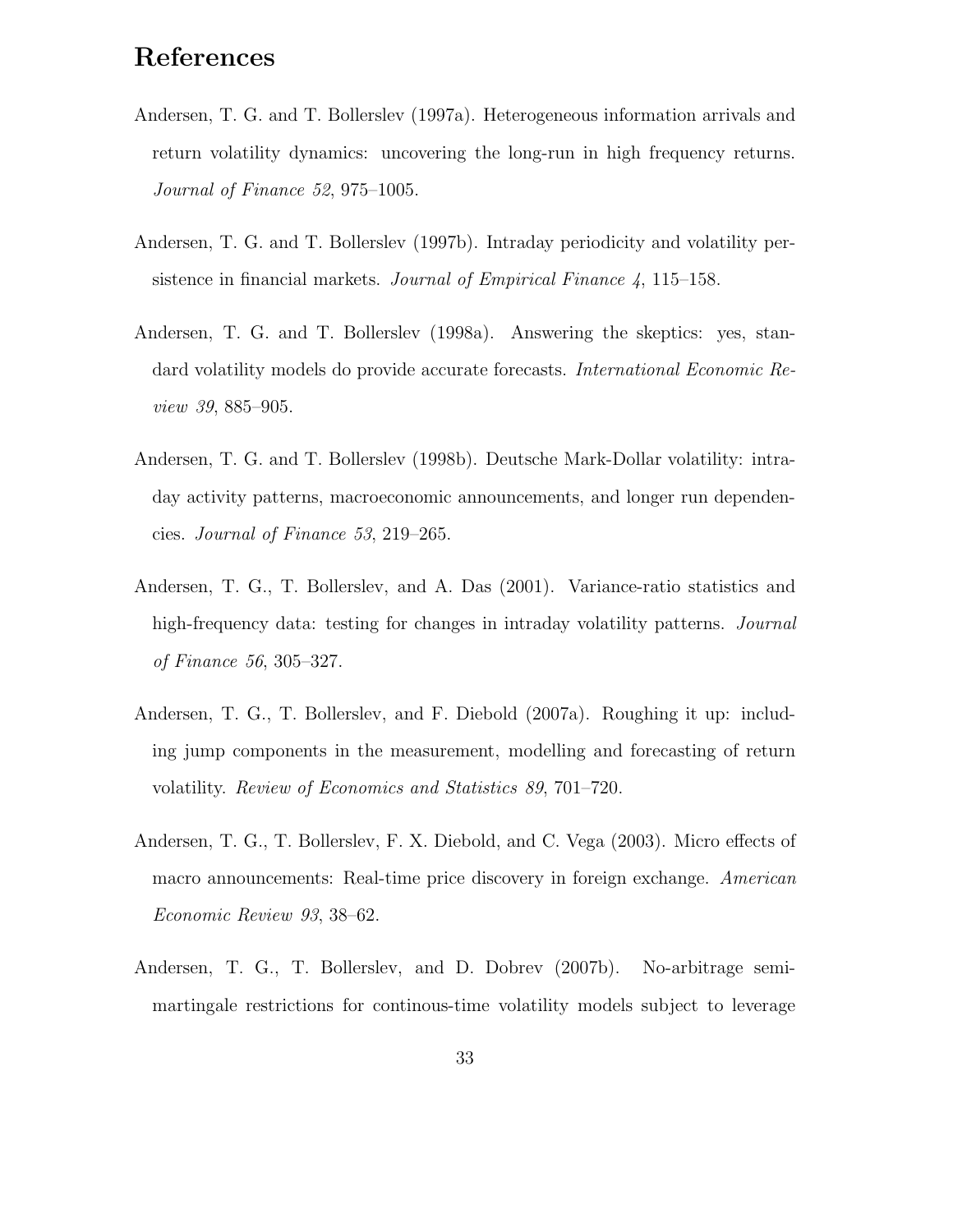# References

Andersen, T. G. and T. Bollerslev (1997a). Heterogeneous information arrivals and return volatility dynamics: uncovering the long-run in high frequency returns. *Journal of Finance 52*, 975–1005.

Andersen, T. G. and T. Bollerslev (1997b). Intraday periodicity and volatility persistence in financial markets. *Journal of Empirical Finance 4*, 115–158.

Andersen, T. G. and T. Bollerslev (1998a). Answering the skeptics: yes, standard volatility models do provide accurate forecasts. *International Economic Review 39*, 885–905.

Andersen, T. G. and T. Bollerslev (1998b). Deutsche Mark-Dollar volatility: intraday activity patterns, macroeconomic announcements, and longer run dependencies. *Journal of Finance 53*, 219–265.

Andersen, T. G., T. Bollerslev, and A. Das (2001). Variance-ratio statistics and high-frequency data: testing for changes in intraday volatility patterns. *Journal of Finance 56*, 305–327.

Andersen, T. G., T. Bollerslev, and F. Diebold (2007a). Roughing it up: including jump components in the measurement, modelling and forecasting of return volatility. *Review of Economics and Statistics 89*, 701–720.

Andersen, T. G., T. Bollerslev, F. X. Diebold, and C. Vega (2003). Micro effects of macro announcements: Real-time price discovery in foreign exchange. *American Economic Review 93*, 38–62.

Andersen, T. G., T. Bollerslev, and D. Dobrev (2007b). No-arbitrage semi-martingale restrictions for continous-time volatility models subject to leverage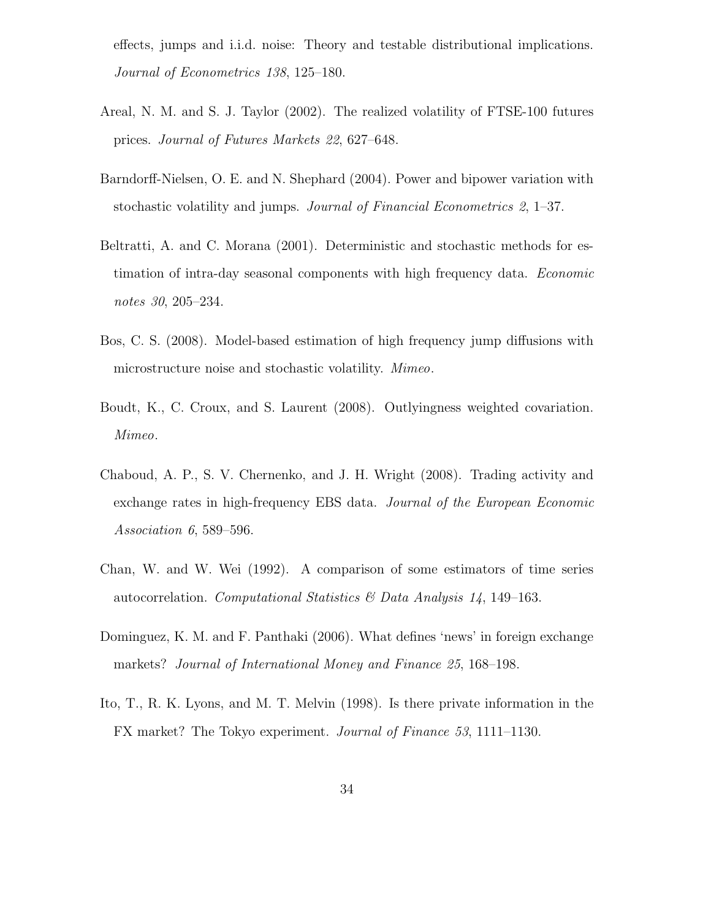effects, jumps and i.i.d. noise: Theory and testable distributional implications. *Journal of Econometrics 138*, 125–180.

Areal, N. M. and S. J. Taylor (2002). The realized volatility of FTSE-100 futures prices. *Journal of Futures Markets 22*, 627–648.

Barndorff-Nielsen, O. E. and N. Shephard (2004). Power and bipower variation with stochastic volatility and jumps. *Journal of Financial Econometrics 2*, 1–37.

Beltratti, A. and C. Morana (2001). Deterministic and stochastic methods for estimation of intra-day seasonal components with high frequency data. *Economic notes 30*, 205–234.

Bos, C. S. (2008). Model-based estimation of high frequency jump diffusions with microstructure noise and stochastic volatility. *Mimeo*.

Boudt, K., C. Croux, and S. Laurent (2008). Outlyingness weighted covariation. *Mimeo*.

Chaboud, A. P., S. V. Chernenko, and J. H. Wright (2008). Trading activity and exchange rates in high-frequency EBS data. *Journal of the European Economic Association 6*, 589–596.

Chan, W. and W. Wei (1992). A comparison of some estimators of time series autocorrelation. *Computational Statistics & Data Analysis 14*, 149–163.

Dominguez, K. M. and F. Panthaki (2006). What defines 'news' in foreign exchange markets? *Journal of International Money and Finance 25*, 168–198.

Ito, T., R. K. Lyons, and M. T. Melvin (1998). Is there private information in the FX market? The Tokyo experiment. *Journal of Finance 53*, 1111–1130.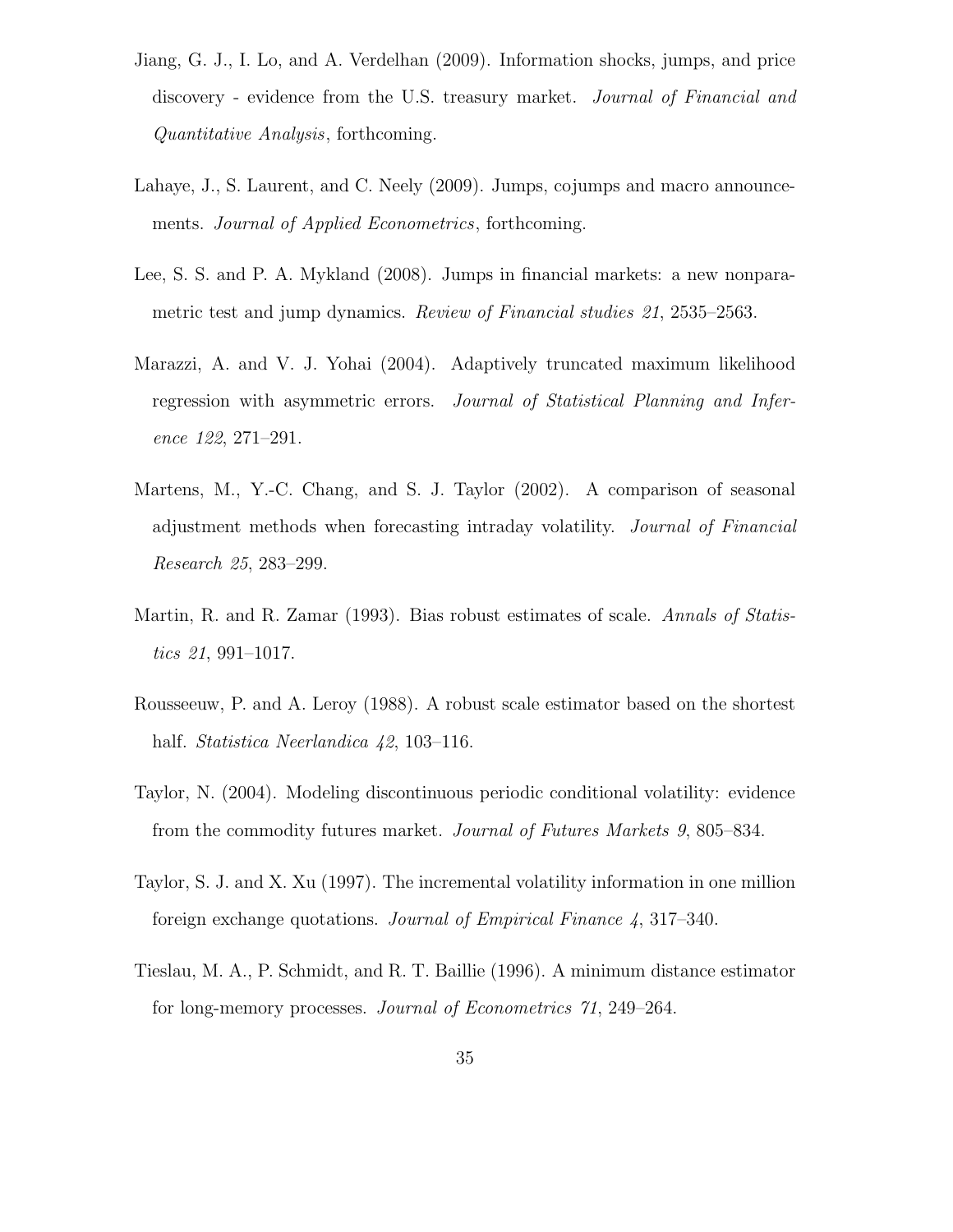Jiang, G. J., I. Lo, and A. Verdelhan (2009). Information shocks, jumps, and price discovery - evidence from the U.S. treasury market. *Journal of Financial and Quantitative Analysis*, forthcoming.

Lahaye, J., S. Laurent, and C. Neely (2009). Jumps, cojumps and macro announcements. *Journal of Applied Econometrics*, forthcoming.

Lee, S. S. and P. A. Mykland (2008). Jumps in financial markets: a new nonparametric test and jump dynamics. *Review of Financial studies 21*, 2535–2563.

Marazzi, A. and V. J. Yohai (2004). Adaptively truncated maximum likelihood regression with asymmetric errors. *Journal of Statistical Planning and Inference 122*, 271–291.

Martens, M., Y.-C. Chang, and S. J. Taylor (2002). A comparison of seasonal adjustment methods when forecasting intraday volatility. *Journal of Financial Research 25*, 283–299.

Martin, R. and R. Zamar (1993). Bias robust estimates of scale. *Annals of Statistics 21*, 991–1017.

Rousseeuw, P. and A. Leroy (1988). A robust scale estimator based on the shortest half. *Statistica Neerlandica 42*, 103–116.

Taylor, N. (2004). Modeling discontinuous periodic conditional volatility: evidence from the commodity futures market. *Journal of Futures Markets 9*, 805–834.

Taylor, S. J. and X. Xu (1997). The incremental volatility information in one million foreign exchange quotations. *Journal of Empirical Finance 4*, 317–340.

Tieslau, M. A., P. Schmidt, and R. T. Baillie (1996). A minimum distance estimator for long-memory processes. *Journal of Econometrics 71*, 249–264.